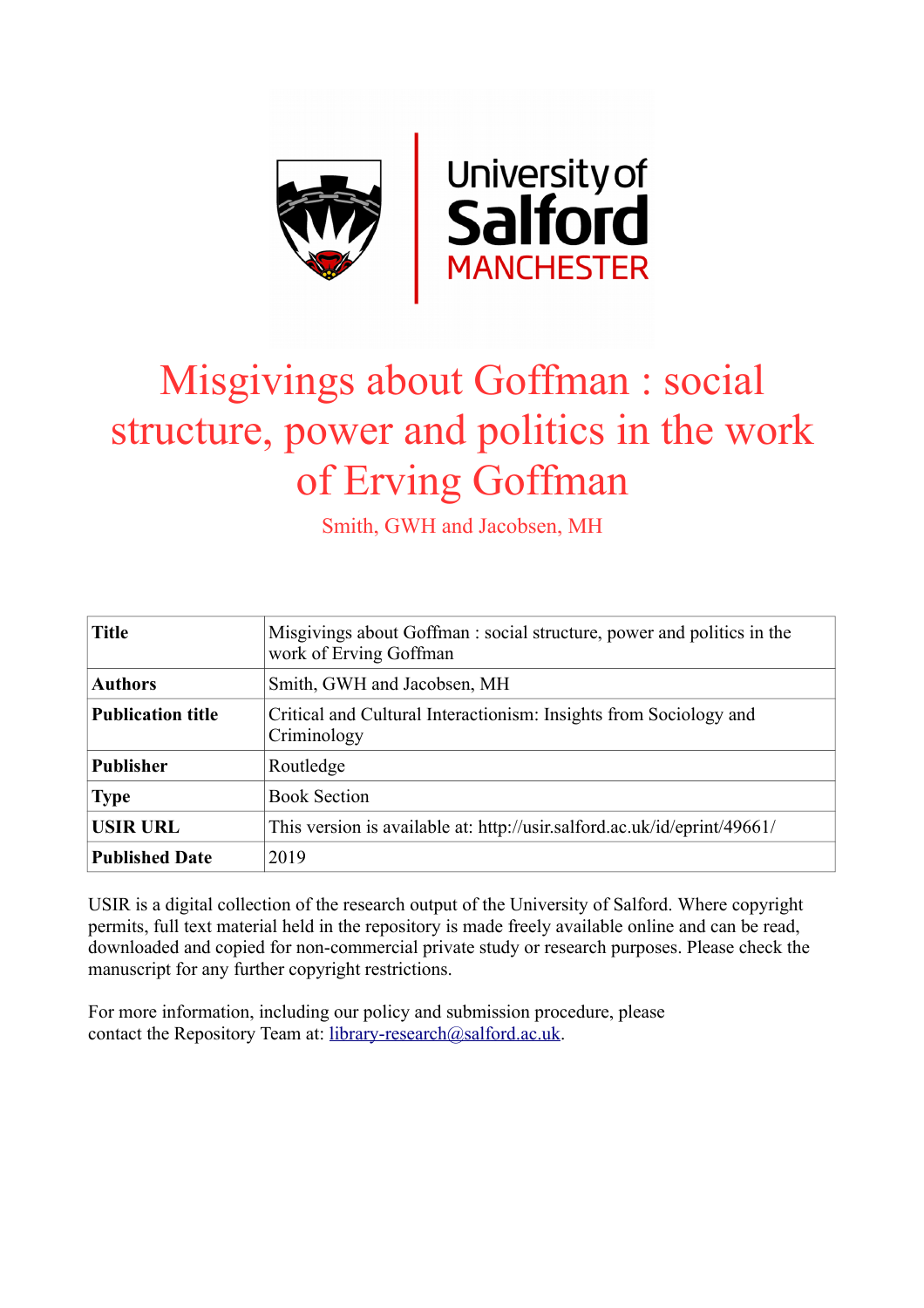# Misgivings about Goffman : social structure, power and politics in the work of Erving Goffman

Smith, GWH and Jacobsen, MH

| **Title** | Misgivings about Goffman : social structure, power and politics in the work of Erving Goffman |
|---|---|
| **Authors** | Smith, GWH and Jacobsen, MH |
| **Publication title** | Critical and Cultural Interactionism: Insights from Sociology and Criminology |
| **Publisher** | Routledge |
| **Type** | Book Section |
| **USIR URL** | This version is available at: http://usir.salford.ac.uk/id/eprint/49661/ |
| **Published Date** | 2019 |

USIR is a digital collection of the research output of the University of Salford. Where copyright permits, full text material held in the repository is made freely available online and can be read, downloaded and copied for non-commercial private study or research purposes. Please check the manuscript for any further copyright restrictions.

For more information, including our policy and submission procedure, please contact the Repository Team at: library-research@salford.ac.uk.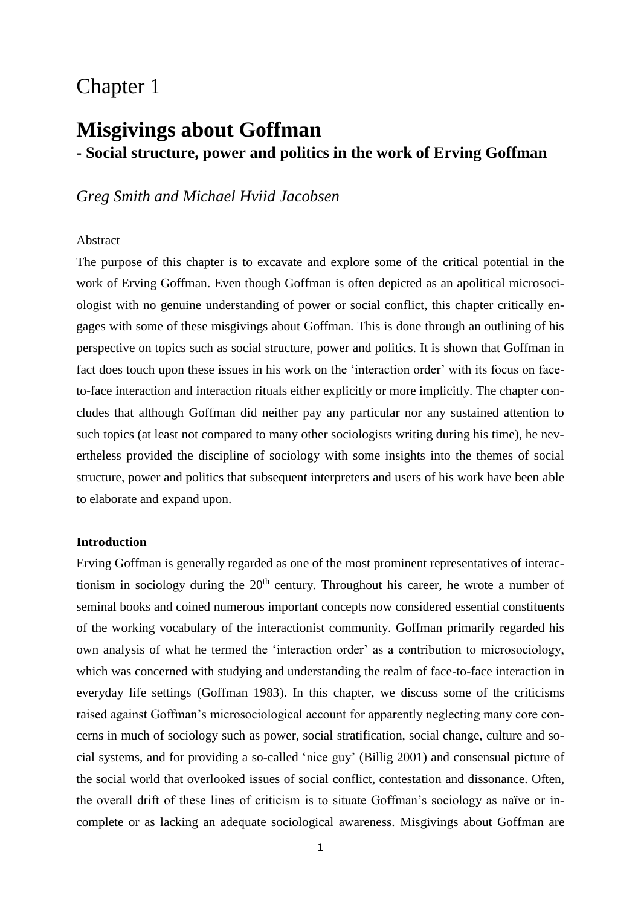Chapter 1

# Misgivings about Goffman

## - Social structure, power and politics in the work of Erving Goffman

*Greg Smith and Michael Hviid Jacobsen*

Abstract

The purpose of this chapter is to excavate and explore some of the critical potential in the work of Erving Goffman. Even though Goffman is often depicted as an apolitical microsociologist with no genuine understanding of power or social conflict, this chapter critically engages with some of these misgivings about Goffman. This is done through an outlining of his perspective on topics such as social structure, power and politics. It is shown that Goffman in fact does touch upon these issues in his work on the 'interaction order' with its focus on face-to-face interaction and interaction rituals either explicitly or more implicitly. The chapter concludes that although Goffman did neither pay any particular nor any sustained attention to such topics (at least not compared to many other sociologists writing during his time), he nevertheless provided the discipline of sociology with some insights into the themes of social structure, power and politics that subsequent interpreters and users of his work have been able to elaborate and expand upon.

**Introduction**

Erving Goffman is generally regarded as one of the most prominent representatives of interactionism in sociology during the 20th century. Throughout his career, he wrote a number of seminal books and coined numerous important concepts now considered essential constituents of the working vocabulary of the interactionist community. Goffman primarily regarded his own analysis of what he termed the 'interaction order' as a contribution to microsociology, which was concerned with studying and understanding the realm of face-to-face interaction in everyday life settings (Goffman 1983). In this chapter, we discuss some of the criticisms raised against Goffman's microsociological account for apparently neglecting many core concerns in much of sociology such as power, social stratification, social change, culture and social systems, and for providing a so-called 'nice guy' (Billig 2001) and consensual picture of the social world that overlooked issues of social conflict, contestation and dissonance. Often, the overall drift of these lines of criticism is to situate Goffman's sociology as naïve or incomplete or as lacking an adequate sociological awareness. Misgivings about Goffman are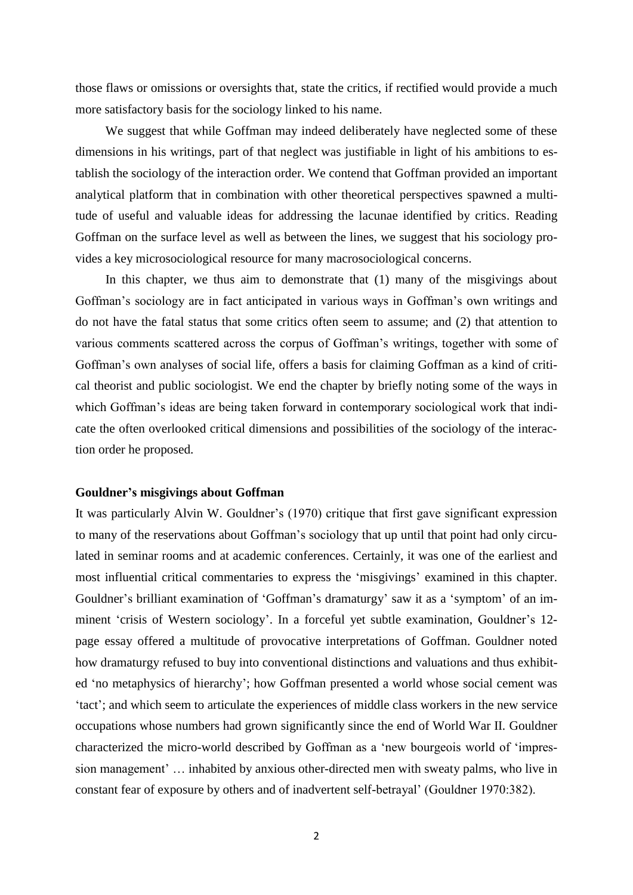those flaws or omissions or oversights that, state the critics, if rectified would provide a much more satisfactory basis for the sociology linked to his name.

We suggest that while Goffman may indeed deliberately have neglected some of these dimensions in his writings, part of that neglect was justifiable in light of his ambitions to establish the sociology of the interaction order. We contend that Goffman provided an important analytical platform that in combination with other theoretical perspectives spawned a multitude of useful and valuable ideas for addressing the lacunae identified by critics. Reading Goffman on the surface level as well as between the lines, we suggest that his sociology provides a key microsociological resource for many macrosociological concerns.

In this chapter, we thus aim to demonstrate that (1) many of the misgivings about Goffman's sociology are in fact anticipated in various ways in Goffman's own writings and do not have the fatal status that some critics often seem to assume; and (2) that attention to various comments scattered across the corpus of Goffman's writings, together with some of Goffman's own analyses of social life, offers a basis for claiming Goffman as a kind of critical theorist and public sociologist. We end the chapter by briefly noting some of the ways in which Goffman's ideas are being taken forward in contemporary sociological work that indicate the often overlooked critical dimensions and possibilities of the sociology of the interaction order he proposed.

**Gouldner's misgivings about Goffman**

It was particularly Alvin W. Gouldner's (1970) critique that first gave significant expression to many of the reservations about Goffman's sociology that up until that point had only circulated in seminar rooms and at academic conferences. Certainly, it was one of the earliest and most influential critical commentaries to express the 'misgivings' examined in this chapter. Gouldner's brilliant examination of 'Goffman's dramaturgy' saw it as a 'symptom' of an imminent 'crisis of Western sociology'. In a forceful yet subtle examination, Gouldner's 12-page essay offered a multitude of provocative interpretations of Goffman. Gouldner noted how dramaturgy refused to buy into conventional distinctions and valuations and thus exhibited 'no metaphysics of hierarchy'; how Goffman presented a world whose social cement was 'tact'; and which seem to articulate the experiences of middle class workers in the new service occupations whose numbers had grown significantly since the end of World War II. Gouldner characterized the micro-world described by Goffman as a 'new bourgeois world of 'impression management' … inhabited by anxious other-directed men with sweaty palms, who live in constant fear of exposure by others and of inadvertent self-betrayal' (Gouldner 1970:382).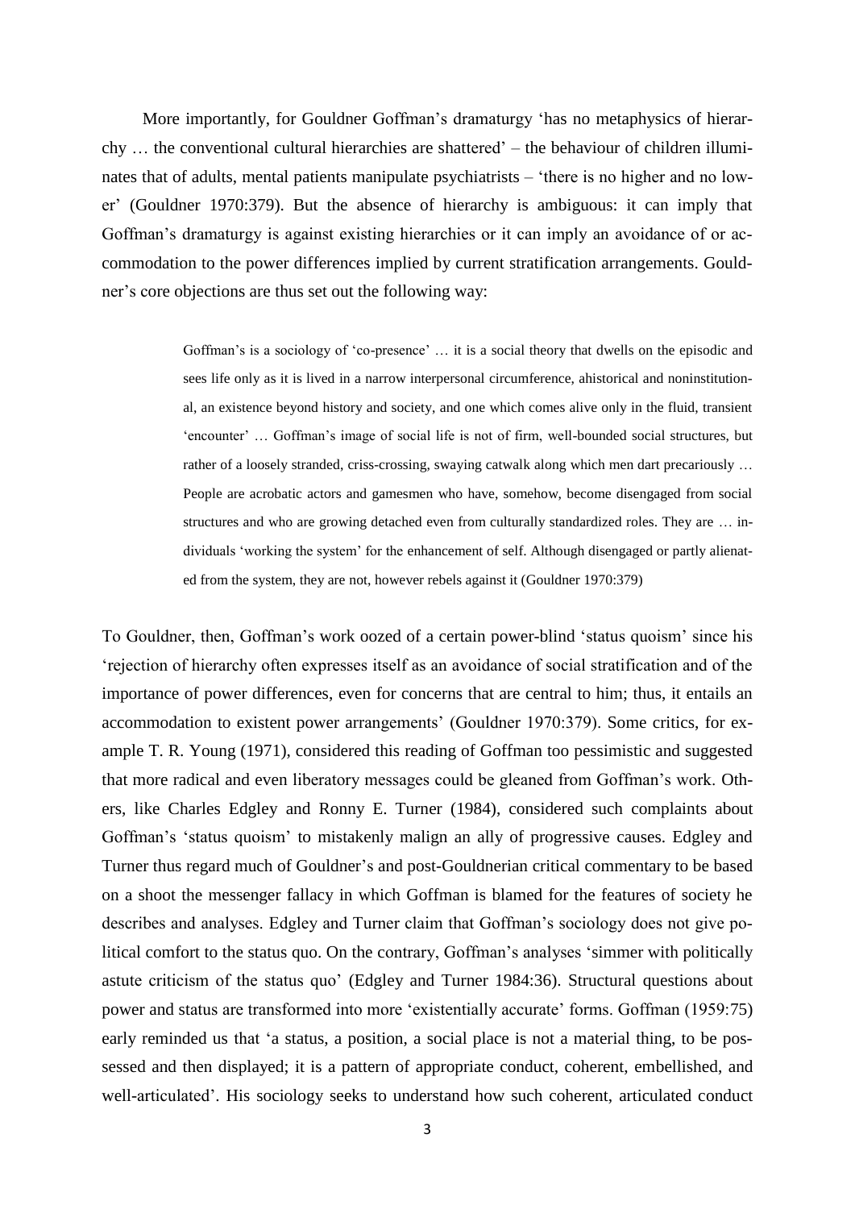More importantly, for Gouldner Goffman's dramaturgy 'has no metaphysics of hierarchy … the conventional cultural hierarchies are shattered' – the behaviour of children illuminates that of adults, mental patients manipulate psychiatrists – 'there is no higher and no lower' (Gouldner 1970:379). But the absence of hierarchy is ambiguous: it can imply that Goffman's dramaturgy is against existing hierarchies or it can imply an avoidance of or accommodation to the power differences implied by current stratification arrangements. Gouldner's core objections are thus set out the following way:

> Goffman's is a sociology of 'co-presence' … it is a social theory that dwells on the episodic and sees life only as it is lived in a narrow interpersonal circumference, ahistorical and noninstitutional, an existence beyond history and society, and one which comes alive only in the fluid, transient 'encounter' … Goffman's image of social life is not of firm, well-bounded social structures, but rather of a loosely stranded, criss-crossing, swaying catwalk along which men dart precariously … People are acrobatic actors and gamesmen who have, somehow, become disengaged from social structures and who are growing detached even from culturally standardized roles. They are … individuals 'working the system' for the enhancement of self. Although disengaged or partly alienated from the system, they are not, however rebels against it (Gouldner 1970:379)

To Gouldner, then, Goffman's work oozed of a certain power-blind 'status quoism' since his 'rejection of hierarchy often expresses itself as an avoidance of social stratification and of the importance of power differences, even for concerns that are central to him; thus, it entails an accommodation to existent power arrangements' (Gouldner 1970:379). Some critics, for example T. R. Young (1971), considered this reading of Goffman too pessimistic and suggested that more radical and even liberatory messages could be gleaned from Goffman's work. Others, like Charles Edgley and Ronny E. Turner (1984), considered such complaints about Goffman's 'status quoism' to mistakenly malign an ally of progressive causes. Edgley and Turner thus regard much of Gouldner's and post-Gouldnerian critical commentary to be based on a shoot the messenger fallacy in which Goffman is blamed for the features of society he describes and analyses. Edgley and Turner claim that Goffman's sociology does not give political comfort to the status quo. On the contrary, Goffman's analyses 'simmer with politically astute criticism of the status quo' (Edgley and Turner 1984:36). Structural questions about power and status are transformed into more 'existentially accurate' forms. Goffman (1959:75) early reminded us that 'a status, a position, a social place is not a material thing, to be possessed and then displayed; it is a pattern of appropriate conduct, coherent, embellished, and well-articulated'. His sociology seeks to understand how such coherent, articulated conduct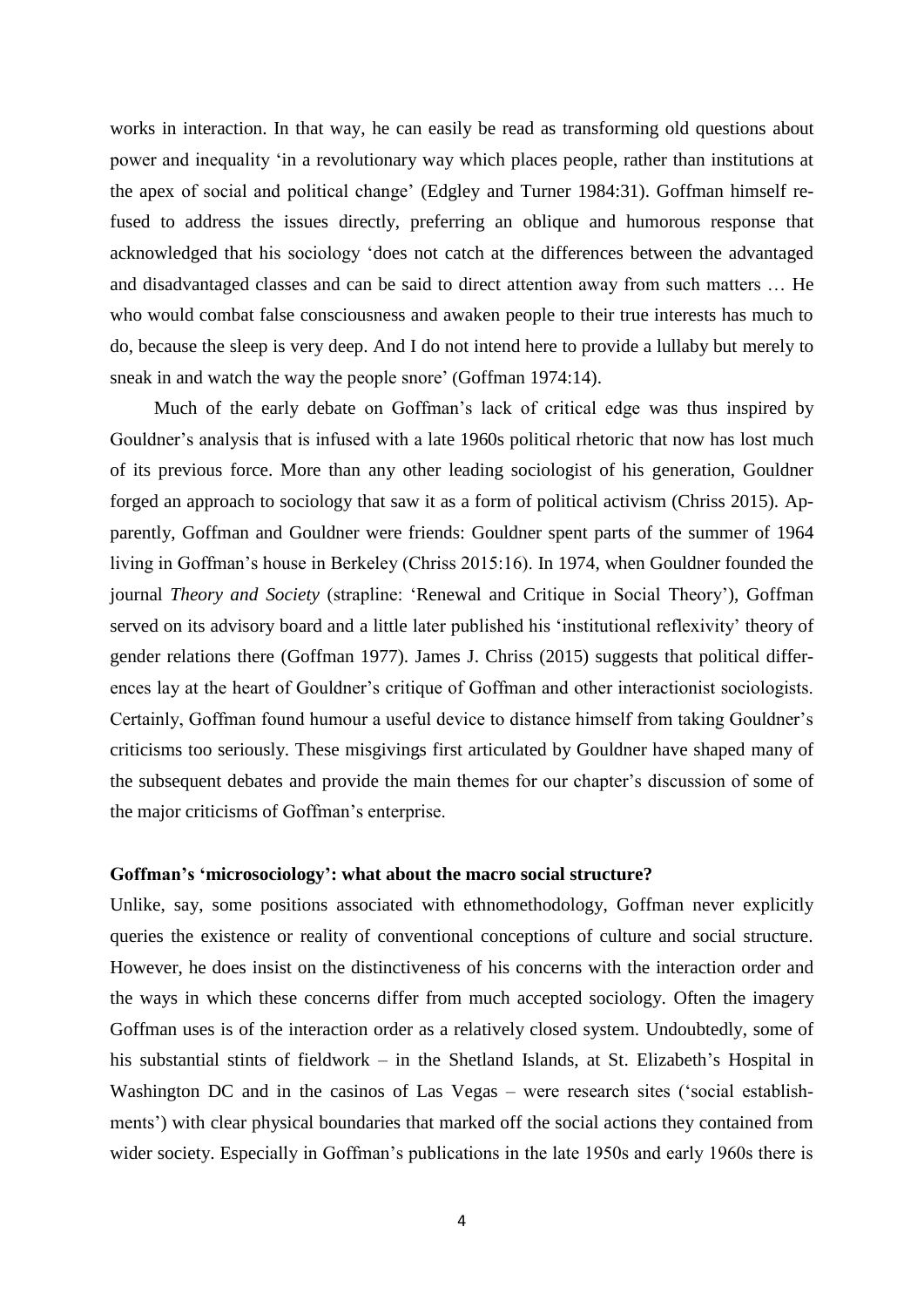works in interaction. In that way, he can easily be read as transforming old questions about power and inequality 'in a revolutionary way which places people, rather than institutions at the apex of social and political change' (Edgley and Turner 1984:31). Goffman himself refused to address the issues directly, preferring an oblique and humorous response that acknowledged that his sociology 'does not catch at the differences between the advantaged and disadvantaged classes and can be said to direct attention away from such matters … He who would combat false consciousness and awaken people to their true interests has much to do, because the sleep is very deep. And I do not intend here to provide a lullaby but merely to sneak in and watch the way the people snore' (Goffman 1974:14).

Much of the early debate on Goffman's lack of critical edge was thus inspired by Gouldner's analysis that is infused with a late 1960s political rhetoric that now has lost much of its previous force. More than any other leading sociologist of his generation, Gouldner forged an approach to sociology that saw it as a form of political activism (Chriss 2015). Apparently, Goffman and Gouldner were friends: Gouldner spent parts of the summer of 1964 living in Goffman's house in Berkeley (Chriss 2015:16). In 1974, when Gouldner founded the journal *Theory and Society* (strapline: 'Renewal and Critique in Social Theory'), Goffman served on its advisory board and a little later published his 'institutional reflexivity' theory of gender relations there (Goffman 1977). James J. Chriss (2015) suggests that political differences lay at the heart of Gouldner's critique of Goffman and other interactionist sociologists. Certainly, Goffman found humour a useful device to distance himself from taking Gouldner's criticisms too seriously. These misgivings first articulated by Gouldner have shaped many of the subsequent debates and provide the main themes for our chapter's discussion of some of the major criticisms of Goffman's enterprise.

**Goffman's 'microsociology': what about the macro social structure?**

Unlike, say, some positions associated with ethnomethodology, Goffman never explicitly queries the existence or reality of conventional conceptions of culture and social structure. However, he does insist on the distinctiveness of his concerns with the interaction order and the ways in which these concerns differ from much accepted sociology. Often the imagery Goffman uses is of the interaction order as a relatively closed system. Undoubtedly, some of his substantial stints of fieldwork – in the Shetland Islands, at St. Elizabeth's Hospital in Washington DC and in the casinos of Las Vegas – were research sites ('social establishments') with clear physical boundaries that marked off the social actions they contained from wider society. Especially in Goffman's publications in the late 1950s and early 1960s there is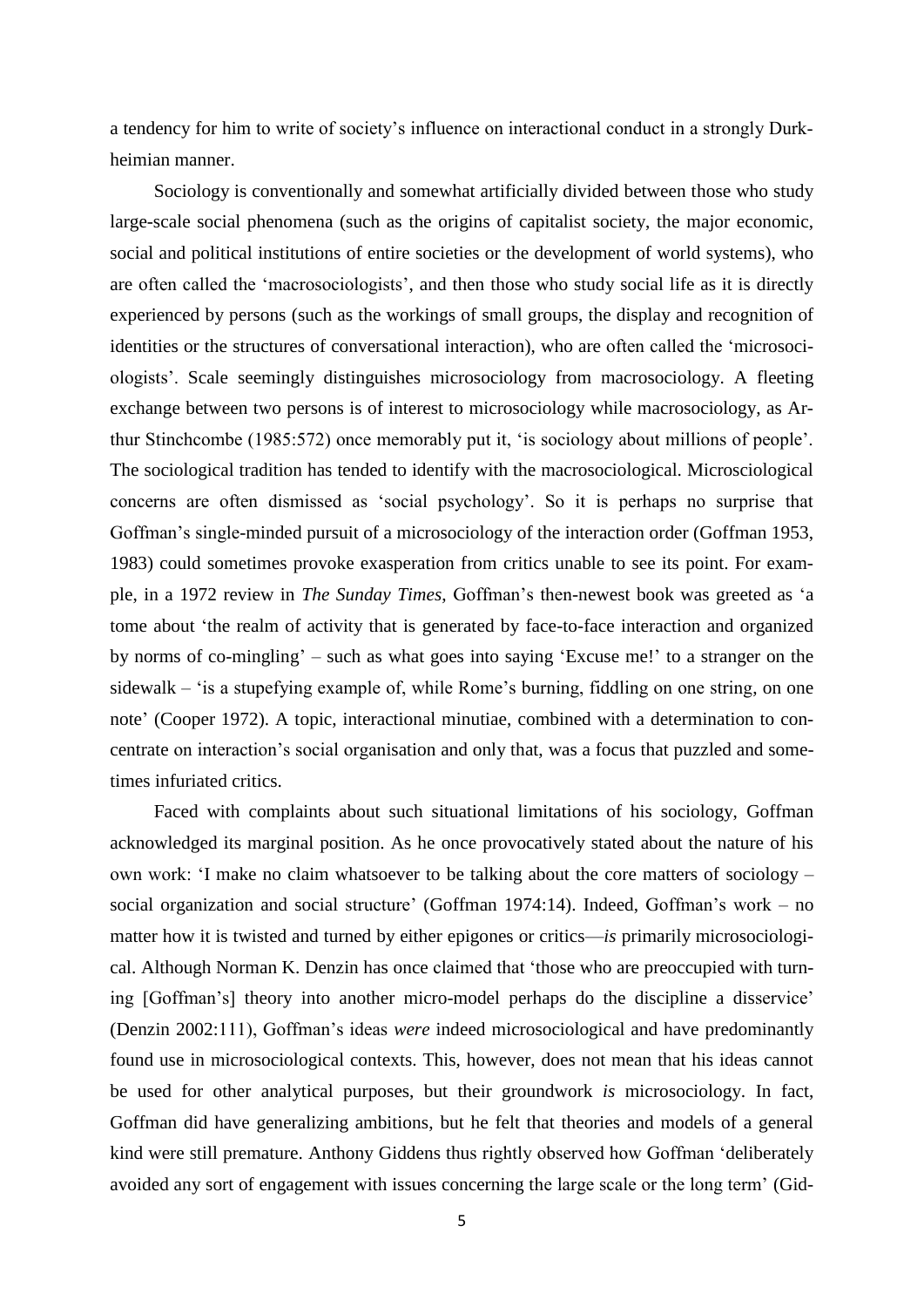a tendency for him to write of society's influence on interactional conduct in a strongly Durkheimian manner.

Sociology is conventionally and somewhat artificially divided between those who study large-scale social phenomena (such as the origins of capitalist society, the major economic, social and political institutions of entire societies or the development of world systems), who are often called the 'macrosociologists', and then those who study social life as it is directly experienced by persons (such as the workings of small groups, the display and recognition of identities or the structures of conversational interaction), who are often called the 'microsociologists'. Scale seemingly distinguishes microsociology from macrosociology. A fleeting exchange between two persons is of interest to microsociology while macrosociology, as Arthur Stinchcombe (1985:572) once memorably put it, 'is sociology about millions of people'. The sociological tradition has tended to identify with the macrosociological. Microsciological concerns are often dismissed as 'social psychology'. So it is perhaps no surprise that Goffman's single-minded pursuit of a microsociology of the interaction order (Goffman 1953, 1983) could sometimes provoke exasperation from critics unable to see its point. For example, in a 1972 review in *The Sunday Times*, Goffman's then-newest book was greeted as 'a tome about 'the realm of activity that is generated by face-to-face interaction and organized by norms of co-mingling' – such as what goes into saying 'Excuse me!' to a stranger on the sidewalk – 'is a stupefying example of, while Rome's burning, fiddling on one string, on one note' (Cooper 1972). A topic, interactional minutiae, combined with a determination to concentrate on interaction's social organisation and only that, was a focus that puzzled and sometimes infuriated critics.

Faced with complaints about such situational limitations of his sociology, Goffman acknowledged its marginal position. As he once provocatively stated about the nature of his own work: 'I make no claim whatsoever to be talking about the core matters of sociology – social organization and social structure' (Goffman 1974:14). Indeed, Goffman's work – no matter how it is twisted and turned by either epigones or critics—*is* primarily microsociological. Although Norman K. Denzin has once claimed that 'those who are preoccupied with turning [Goffman's] theory into another micro-model perhaps do the discipline a disservice' (Denzin 2002:111), Goffman's ideas *were* indeed microsociological and have predominantly found use in microsociological contexts. This, however, does not mean that his ideas cannot be used for other analytical purposes, but their groundwork *is* microsociology. In fact, Goffman did have generalizing ambitions, but he felt that theories and models of a general kind were still premature. Anthony Giddens thus rightly observed how Goffman 'deliberately avoided any sort of engagement with issues concerning the large scale or the long term' (Gid-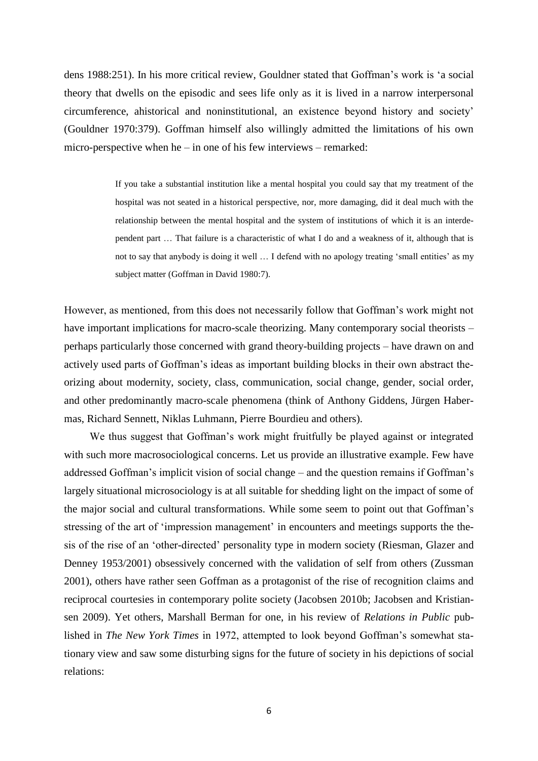dens 1988:251). In his more critical review, Gouldner stated that Goffman's work is 'a social theory that dwells on the episodic and sees life only as it is lived in a narrow interpersonal circumference, ahistorical and noninstitutional, an existence beyond history and society' (Gouldner 1970:379). Goffman himself also willingly admitted the limitations of his own micro-perspective when he – in one of his few interviews – remarked:

> If you take a substantial institution like a mental hospital you could say that my treatment of the hospital was not seated in a historical perspective, nor, more damaging, did it deal much with the relationship between the mental hospital and the system of institutions of which it is an interdependent part … That failure is a characteristic of what I do and a weakness of it, although that is not to say that anybody is doing it well … I defend with no apology treating 'small entities' as my subject matter (Goffman in David 1980:7).

However, as mentioned, from this does not necessarily follow that Goffman's work might not have important implications for macro-scale theorizing. Many contemporary social theorists – perhaps particularly those concerned with grand theory-building projects – have drawn on and actively used parts of Goffman's ideas as important building blocks in their own abstract theorizing about modernity, society, class, communication, social change, gender, social order, and other predominantly macro-scale phenomena (think of Anthony Giddens, Jürgen Habermas, Richard Sennett, Niklas Luhmann, Pierre Bourdieu and others).

We thus suggest that Goffman's work might fruitfully be played against or integrated with such more macrosociological concerns. Let us provide an illustrative example. Few have addressed Goffman's implicit vision of social change – and the question remains if Goffman's largely situational microsociology is at all suitable for shedding light on the impact of some of the major social and cultural transformations. While some seem to point out that Goffman's stressing of the art of 'impression management' in encounters and meetings supports the thesis of the rise of an 'other-directed' personality type in modern society (Riesman, Glazer and Denney 1953/2001) obsessively concerned with the validation of self from others (Zussman 2001), others have rather seen Goffman as a protagonist of the rise of recognition claims and reciprocal courtesies in contemporary polite society (Jacobsen 2010b; Jacobsen and Kristiansen 2009). Yet others, Marshall Berman for one, in his review of *Relations in Public* published in *The New York Times* in 1972, attempted to look beyond Goffman's somewhat stationary view and saw some disturbing signs for the future of society in his depictions of social relations: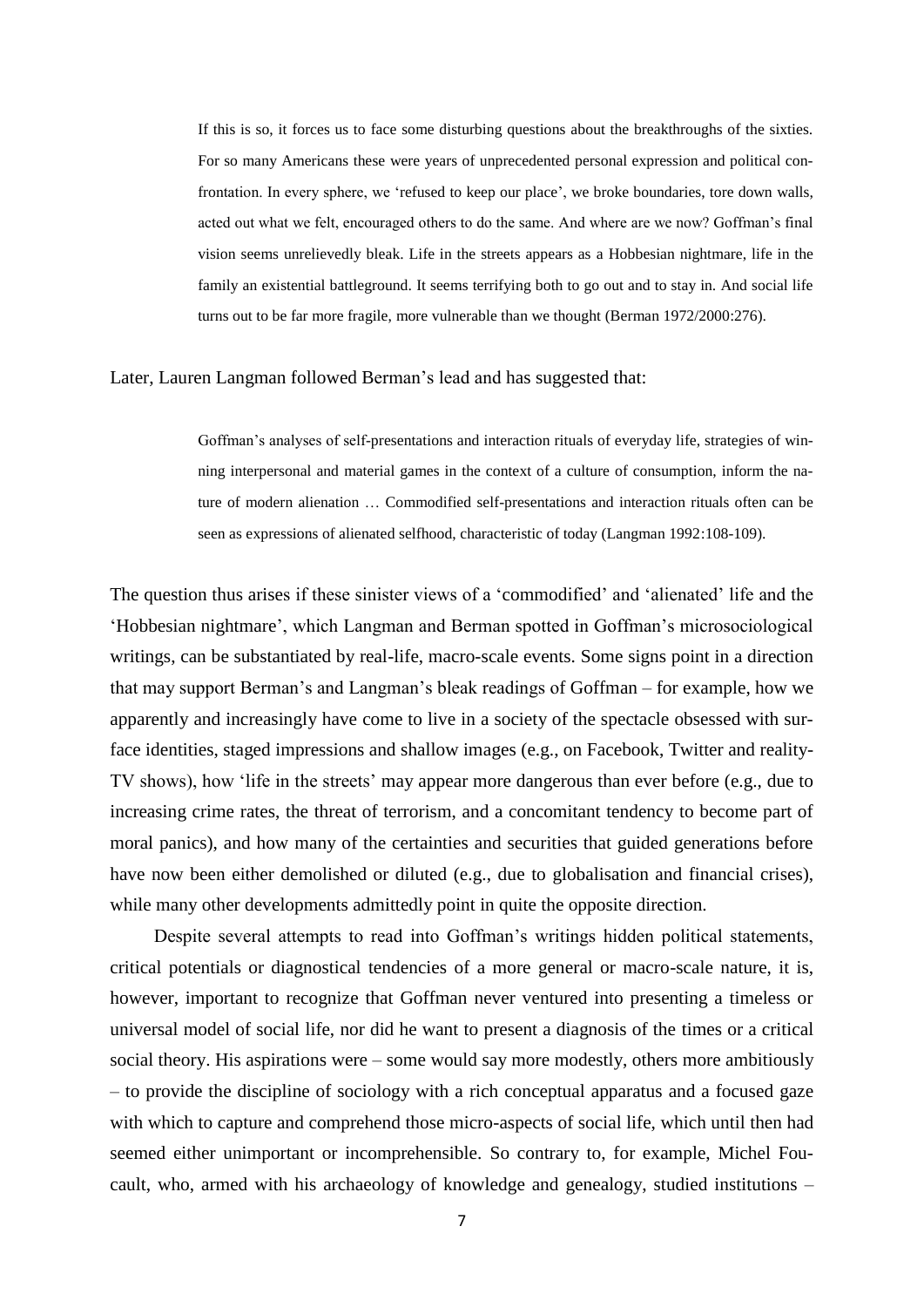> If this is so, it forces us to face some disturbing questions about the breakthroughs of the sixties. For so many Americans these were years of unprecedented personal expression and political confrontation. In every sphere, we 'refused to keep our place', we broke boundaries, tore down walls, acted out what we felt, encouraged others to do the same. And where are we now? Goffman's final vision seems unrelievedly bleak. Life in the streets appears as a Hobbesian nightmare, life in the family an existential battleground. It seems terrifying both to go out and to stay in. And social life turns out to be far more fragile, more vulnerable than we thought (Berman 1972/2000:276).

Later, Lauren Langman followed Berman's lead and has suggested that:

> Goffman's analyses of self-presentations and interaction rituals of everyday life, strategies of winning interpersonal and material games in the context of a culture of consumption, inform the nature of modern alienation … Commodified self-presentations and interaction rituals often can be seen as expressions of alienated selfhood, characteristic of today (Langman 1992:108-109).

The question thus arises if these sinister views of a 'commodified' and 'alienated' life and the 'Hobbesian nightmare', which Langman and Berman spotted in Goffman's microsociological writings, can be substantiated by real-life, macro-scale events. Some signs point in a direction that may support Berman's and Langman's bleak readings of Goffman – for example, how we apparently and increasingly have come to live in a society of the spectacle obsessed with surface identities, staged impressions and shallow images (e.g., on Facebook, Twitter and reality-TV shows), how 'life in the streets' may appear more dangerous than ever before (e.g., due to increasing crime rates, the threat of terrorism, and a concomitant tendency to become part of moral panics), and how many of the certainties and securities that guided generations before have now been either demolished or diluted (e.g., due to globalisation and financial crises), while many other developments admittedly point in quite the opposite direction.

Despite several attempts to read into Goffman's writings hidden political statements, critical potentials or diagnostical tendencies of a more general or macro-scale nature, it is, however, important to recognize that Goffman never ventured into presenting a timeless or universal model of social life, nor did he want to present a diagnosis of the times or a critical social theory. His aspirations were – some would say more modestly, others more ambitiously – to provide the discipline of sociology with a rich conceptual apparatus and a focused gaze with which to capture and comprehend those micro-aspects of social life, which until then had seemed either unimportant or incomprehensible. So contrary to, for example, Michel Foucault, who, armed with his archaeology of knowledge and genealogy, studied institutions –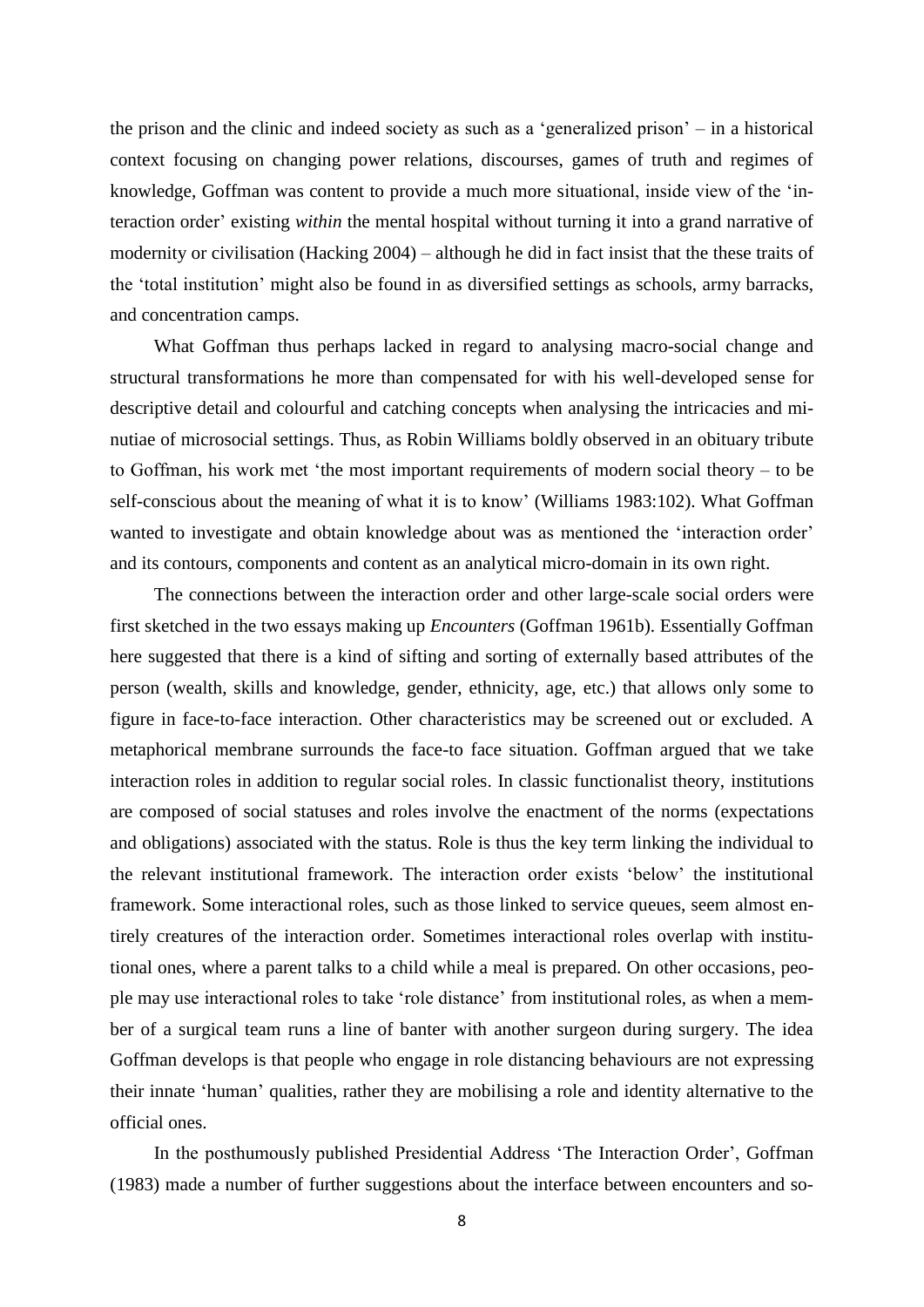the prison and the clinic and indeed society as such as a 'generalized prison' – in a historical context focusing on changing power relations, discourses, games of truth and regimes of knowledge, Goffman was content to provide a much more situational, inside view of the 'interaction order' existing *within* the mental hospital without turning it into a grand narrative of modernity or civilisation (Hacking 2004) – although he did in fact insist that the these traits of the 'total institution' might also be found in as diversified settings as schools, army barracks, and concentration camps.

What Goffman thus perhaps lacked in regard to analysing macro-social change and structural transformations he more than compensated for with his well-developed sense for descriptive detail and colourful and catching concepts when analysing the intricacies and minutiae of microsocial settings. Thus, as Robin Williams boldly observed in an obituary tribute to Goffman, his work met 'the most important requirements of modern social theory – to be self-conscious about the meaning of what it is to know' (Williams 1983:102). What Goffman wanted to investigate and obtain knowledge about was as mentioned the 'interaction order' and its contours, components and content as an analytical micro-domain in its own right.

The connections between the interaction order and other large-scale social orders were first sketched in the two essays making up *Encounters* (Goffman 1961b). Essentially Goffman here suggested that there is a kind of sifting and sorting of externally based attributes of the person (wealth, skills and knowledge, gender, ethnicity, age, etc.) that allows only some to figure in face-to-face interaction. Other characteristics may be screened out or excluded. A metaphorical membrane surrounds the face-to face situation. Goffman argued that we take interaction roles in addition to regular social roles. In classic functionalist theory, institutions are composed of social statuses and roles involve the enactment of the norms (expectations and obligations) associated with the status. Role is thus the key term linking the individual to the relevant institutional framework. The interaction order exists 'below' the institutional framework. Some interactional roles, such as those linked to service queues, seem almost entirely creatures of the interaction order. Sometimes interactional roles overlap with institutional ones, where a parent talks to a child while a meal is prepared. On other occasions, people may use interactional roles to take 'role distance' from institutional roles, as when a member of a surgical team runs a line of banter with another surgeon during surgery. The idea Goffman develops is that people who engage in role distancing behaviours are not expressing their innate 'human' qualities, rather they are mobilising a role and identity alternative to the official ones.

In the posthumously published Presidential Address 'The Interaction Order', Goffman (1983) made a number of further suggestions about the interface between encounters and so-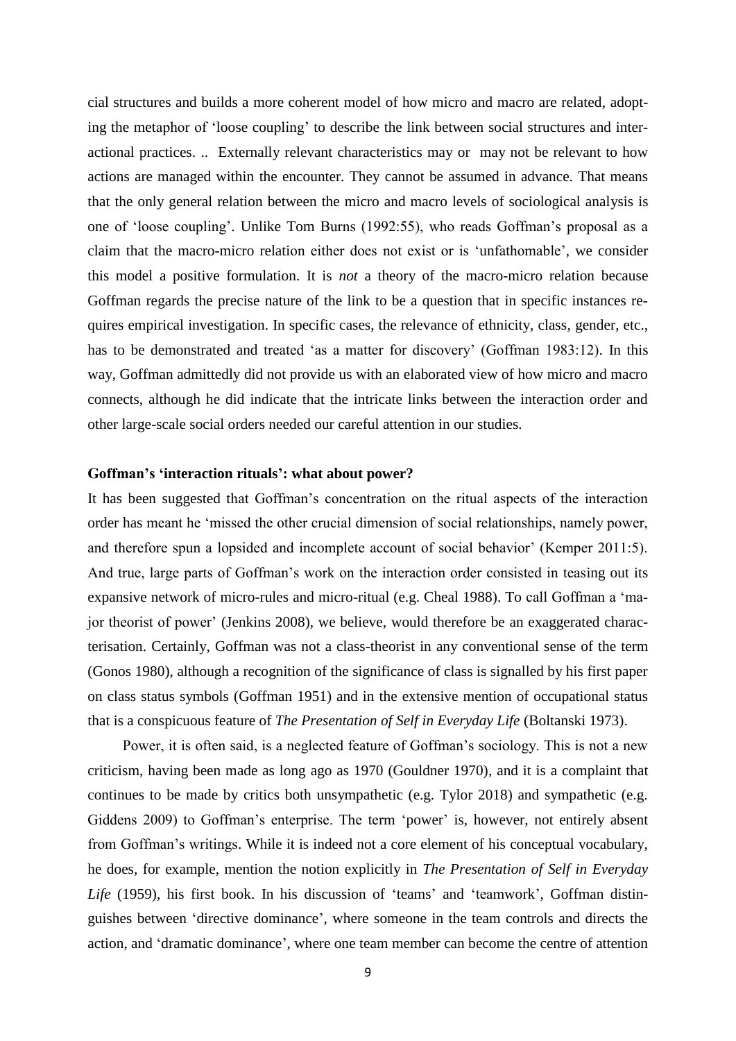cial structures and builds a more coherent model of how micro and macro are related, adopting the metaphor of 'loose coupling' to describe the link between social structures and interactional practices. .. Externally relevant characteristics may or may not be relevant to how actions are managed within the encounter. They cannot be assumed in advance. That means that the only general relation between the micro and macro levels of sociological analysis is one of 'loose coupling'. Unlike Tom Burns (1992:55), who reads Goffman's proposal as a claim that the macro-micro relation either does not exist or is 'unfathomable', we consider this model a positive formulation. It is *not* a theory of the macro-micro relation because Goffman regards the precise nature of the link to be a question that in specific instances requires empirical investigation. In specific cases, the relevance of ethnicity, class, gender, etc., has to be demonstrated and treated 'as a matter for discovery' (Goffman 1983:12). In this way, Goffman admittedly did not provide us with an elaborated view of how micro and macro connects, although he did indicate that the intricate links between the interaction order and other large-scale social orders needed our careful attention in our studies.

**Goffman's 'interaction rituals': what about power?**

It has been suggested that Goffman's concentration on the ritual aspects of the interaction order has meant he 'missed the other crucial dimension of social relationships, namely power, and therefore spun a lopsided and incomplete account of social behavior' (Kemper 2011:5). And true, large parts of Goffman's work on the interaction order consisted in teasing out its expansive network of micro-rules and micro-ritual (e.g. Cheal 1988). To call Goffman a 'major theorist of power' (Jenkins 2008), we believe, would therefore be an exaggerated characterisation. Certainly, Goffman was not a class-theorist in any conventional sense of the term (Gonos 1980), although a recognition of the significance of class is signalled by his first paper on class status symbols (Goffman 1951) and in the extensive mention of occupational status that is a conspicuous feature of *The Presentation of Self in Everyday Life* (Boltanski 1973).

Power, it is often said, is a neglected feature of Goffman's sociology. This is not a new criticism, having been made as long ago as 1970 (Gouldner 1970), and it is a complaint that continues to be made by critics both unsympathetic (e.g. Tylor 2018) and sympathetic (e.g. Giddens 2009) to Goffman's enterprise. The term 'power' is, however, not entirely absent from Goffman's writings. While it is indeed not a core element of his conceptual vocabulary, he does, for example, mention the notion explicitly in *The Presentation of Self in Everyday Life* (1959), his first book. In his discussion of 'teams' and 'teamwork', Goffman distinguishes between 'directive dominance', where someone in the team controls and directs the action, and 'dramatic dominance', where one team member can become the centre of attention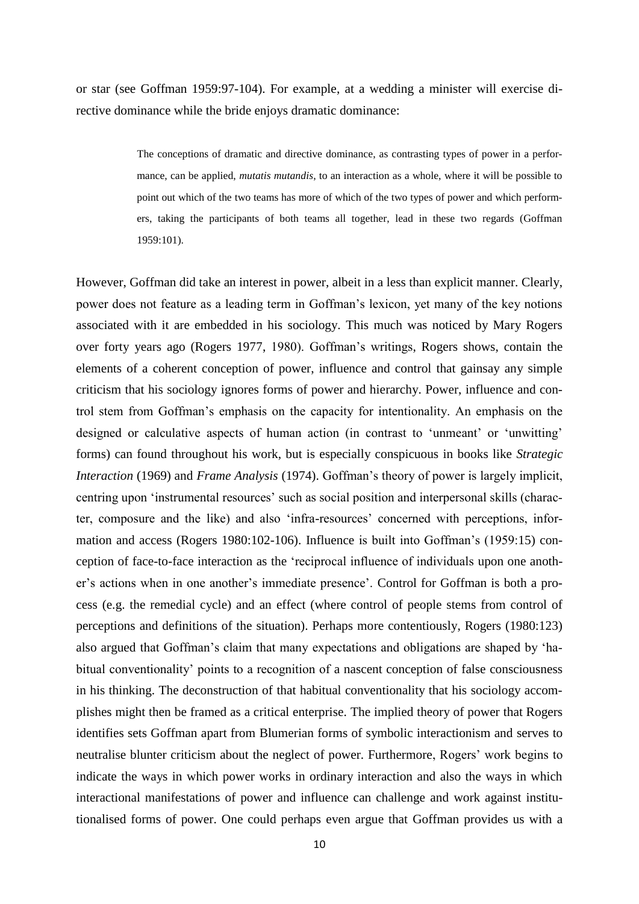or star (see Goffman 1959:97-104). For example, at a wedding a minister will exercise directive dominance while the bride enjoys dramatic dominance:

> The conceptions of dramatic and directive dominance, as contrasting types of power in a performance, can be applied, *mutatis mutandis*, to an interaction as a whole, where it will be possible to point out which of the two teams has more of which of the two types of power and which performers, taking the participants of both teams all together, lead in these two regards (Goffman 1959:101).

However, Goffman did take an interest in power, albeit in a less than explicit manner. Clearly, power does not feature as a leading term in Goffman's lexicon, yet many of the key notions associated with it are embedded in his sociology. This much was noticed by Mary Rogers over forty years ago (Rogers 1977, 1980). Goffman's writings, Rogers shows, contain the elements of a coherent conception of power, influence and control that gainsay any simple criticism that his sociology ignores forms of power and hierarchy. Power, influence and control stem from Goffman's emphasis on the capacity for intentionality. An emphasis on the designed or calculative aspects of human action (in contrast to 'unmeant' or 'unwitting' forms) can found throughout his work, but is especially conspicuous in books like *Strategic Interaction* (1969) and *Frame Analysis* (1974). Goffman's theory of power is largely implicit, centring upon 'instrumental resources' such as social position and interpersonal skills (character, composure and the like) and also 'infra-resources' concerned with perceptions, information and access (Rogers 1980:102-106). Influence is built into Goffman's (1959:15) conception of face-to-face interaction as the 'reciprocal influence of individuals upon one another's actions when in one another's immediate presence'. Control for Goffman is both a process (e.g. the remedial cycle) and an effect (where control of people stems from control of perceptions and definitions of the situation). Perhaps more contentiously, Rogers (1980:123) also argued that Goffman's claim that many expectations and obligations are shaped by 'habitual conventionality' points to a recognition of a nascent conception of false consciousness in his thinking. The deconstruction of that habitual conventionality that his sociology accomplishes might then be framed as a critical enterprise. The implied theory of power that Rogers identifies sets Goffman apart from Blumerian forms of symbolic interactionism and serves to neutralise blunter criticism about the neglect of power. Furthermore, Rogers' work begins to indicate the ways in which power works in ordinary interaction and also the ways in which interactional manifestations of power and influence can challenge and work against institutionalised forms of power. One could perhaps even argue that Goffman provides us with a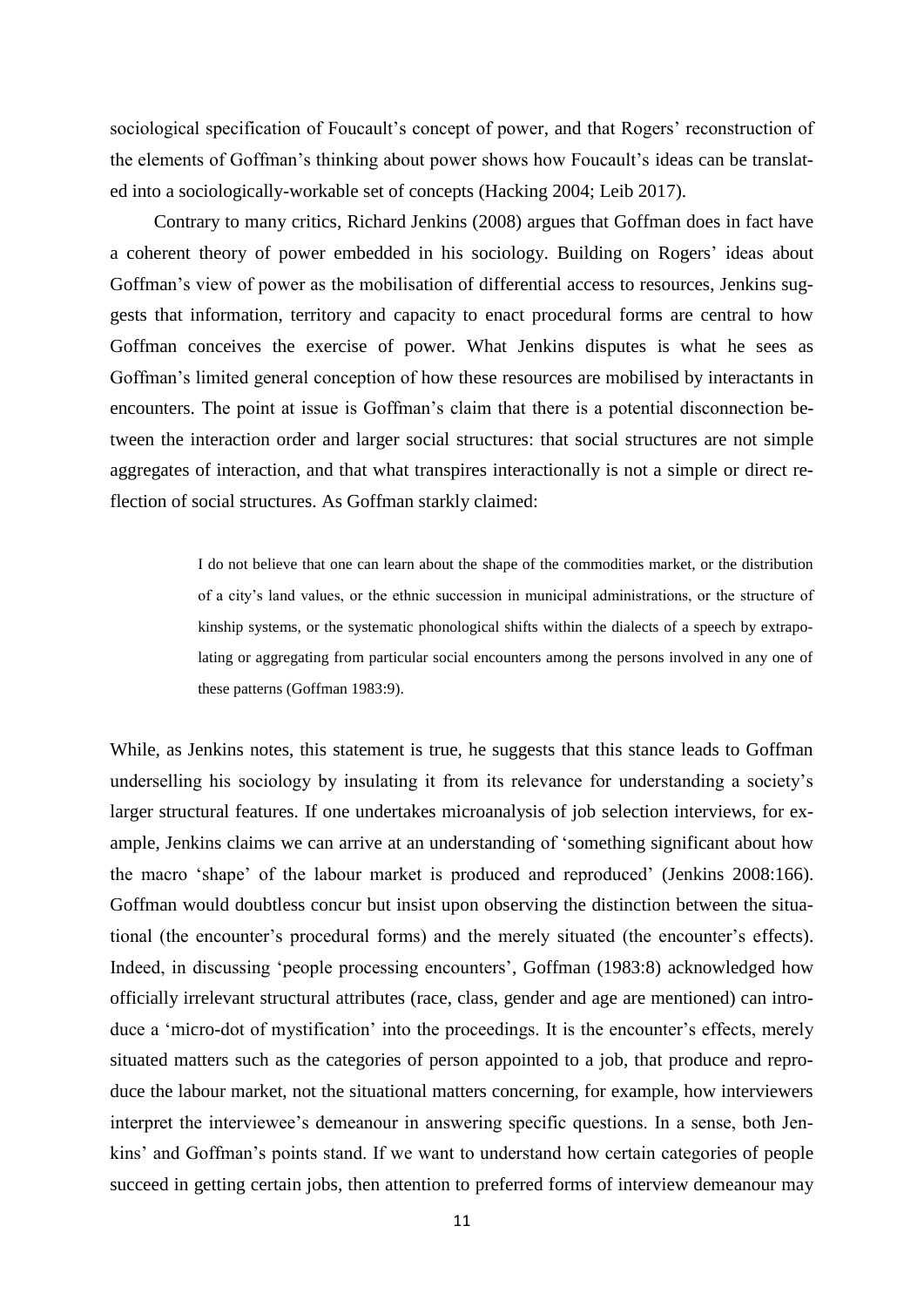sociological specification of Foucault's concept of power, and that Rogers' reconstruction of the elements of Goffman's thinking about power shows how Foucault's ideas can be translated into a sociologically-workable set of concepts (Hacking 2004; Leib 2017).

Contrary to many critics, Richard Jenkins (2008) argues that Goffman does in fact have a coherent theory of power embedded in his sociology. Building on Rogers' ideas about Goffman's view of power as the mobilisation of differential access to resources, Jenkins suggests that information, territory and capacity to enact procedural forms are central to how Goffman conceives the exercise of power. What Jenkins disputes is what he sees as Goffman's limited general conception of how these resources are mobilised by interactants in encounters. The point at issue is Goffman's claim that there is a potential disconnection between the interaction order and larger social structures: that social structures are not simple aggregates of interaction, and that what transpires interactionally is not a simple or direct reflection of social structures. As Goffman starkly claimed:

> I do not believe that one can learn about the shape of the commodities market, or the distribution of a city's land values, or the ethnic succession in municipal administrations, or the structure of kinship systems, or the systematic phonological shifts within the dialects of a speech by extrapolating or aggregating from particular social encounters among the persons involved in any one of these patterns (Goffman 1983:9).

While, as Jenkins notes, this statement is true, he suggests that this stance leads to Goffman underselling his sociology by insulating it from its relevance for understanding a society's larger structural features. If one undertakes microanalysis of job selection interviews, for example, Jenkins claims we can arrive at an understanding of 'something significant about how the macro 'shape' of the labour market is produced and reproduced' (Jenkins 2008:166). Goffman would doubtless concur but insist upon observing the distinction between the situational (the encounter's procedural forms) and the merely situated (the encounter's effects). Indeed, in discussing 'people processing encounters', Goffman (1983:8) acknowledged how officially irrelevant structural attributes (race, class, gender and age are mentioned) can introduce a 'micro-dot of mystification' into the proceedings. It is the encounter's effects, merely situated matters such as the categories of person appointed to a job, that produce and reproduce the labour market, not the situational matters concerning, for example, how interviewers interpret the interviewee's demeanour in answering specific questions. In a sense, both Jenkins' and Goffman's points stand. If we want to understand how certain categories of people succeed in getting certain jobs, then attention to preferred forms of interview demeanour may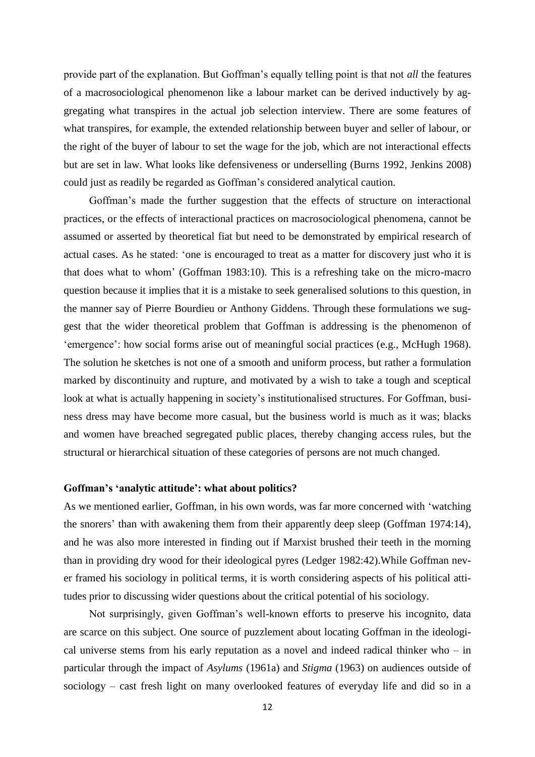provide part of the explanation. But Goffman's equally telling point is that not *all* the features of a macrosociological phenomenon like a labour market can be derived inductively by aggregating what transpires in the actual job selection interview. There are some features of what transpires, for example, the extended relationship between buyer and seller of labour, or the right of the buyer of labour to set the wage for the job, which are not interactional effects but are set in law. What looks like defensiveness or underselling (Burns 1992, Jenkins 2008) could just as readily be regarded as Goffman's considered analytical caution.

Goffman's made the further suggestion that the effects of structure on interactional practices, or the effects of interactional practices on macrosociological phenomena, cannot be assumed or asserted by theoretical fiat but need to be demonstrated by empirical research of actual cases. As he stated: 'one is encouraged to treat as a matter for discovery just who it is that does what to whom' (Goffman 1983:10). This is a refreshing take on the micro-macro question because it implies that it is a mistake to seek generalised solutions to this question, in the manner say of Pierre Bourdieu or Anthony Giddens. Through these formulations we suggest that the wider theoretical problem that Goffman is addressing is the phenomenon of 'emergence': how social forms arise out of meaningful social practices (e.g., McHugh 1968). The solution he sketches is not one of a smooth and uniform process, but rather a formulation marked by discontinuity and rupture, and motivated by a wish to take a tough and sceptical look at what is actually happening in society's institutionalised structures. For Goffman, business dress may have become more casual, but the business world is much as it was; blacks and women have breached segregated public places, thereby changing access rules, but the structural or hierarchical situation of these categories of persons are not much changed.

### Goffman's 'analytic attitude': what about politics?

As we mentioned earlier, Goffman, in his own words, was far more concerned with 'watching the snorers' than with awakening them from their apparently deep sleep (Goffman 1974:14), and he was also more interested in finding out if Marxist brushed their teeth in the morning than in providing dry wood for their ideological pyres (Ledger 1982:42).While Goffman never framed his sociology in political terms, it is worth considering aspects of his political attitudes prior to discussing wider questions about the critical potential of his sociology.

Not surprisingly, given Goffman's well-known efforts to preserve his incognito, data are scarce on this subject. One source of puzzlement about locating Goffman in the ideological universe stems from his early reputation as a novel and indeed radical thinker who – in particular through the impact of *Asylums* (1961a) and *Stigma* (1963) on audiences outside of sociology – cast fresh light on many overlooked features of everyday life and did so in a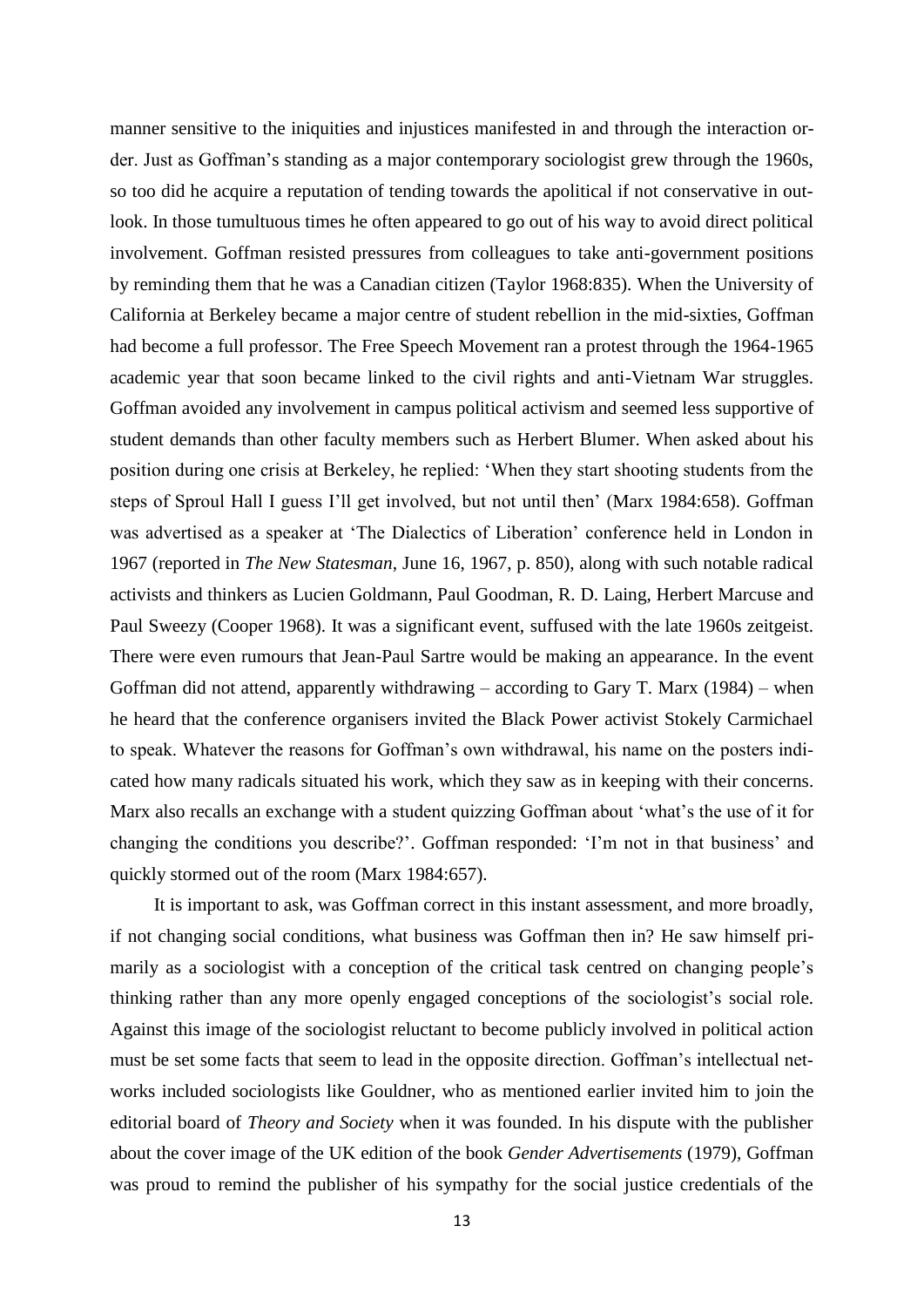manner sensitive to the iniquities and injustices manifested in and through the interaction order. Just as Goffman's standing as a major contemporary sociologist grew through the 1960s, so too did he acquire a reputation of tending towards the apolitical if not conservative in outlook. In those tumultuous times he often appeared to go out of his way to avoid direct political involvement. Goffman resisted pressures from colleagues to take anti-government positions by reminding them that he was a Canadian citizen (Taylor 1968:835). When the University of California at Berkeley became a major centre of student rebellion in the mid-sixties, Goffman had become a full professor. The Free Speech Movement ran a protest through the 1964-1965 academic year that soon became linked to the civil rights and anti-Vietnam War struggles. Goffman avoided any involvement in campus political activism and seemed less supportive of student demands than other faculty members such as Herbert Blumer. When asked about his position during one crisis at Berkeley, he replied: 'When they start shooting students from the steps of Sproul Hall I guess I'll get involved, but not until then' (Marx 1984:658). Goffman was advertised as a speaker at 'The Dialectics of Liberation' conference held in London in 1967 (reported in *The New Statesman*, June 16, 1967, p. 850), along with such notable radical activists and thinkers as Lucien Goldmann, Paul Goodman, R. D. Laing, Herbert Marcuse and Paul Sweezy (Cooper 1968). It was a significant event, suffused with the late 1960s zeitgeist. There were even rumours that Jean-Paul Sartre would be making an appearance. In the event Goffman did not attend, apparently withdrawing – according to Gary T. Marx (1984) – when he heard that the conference organisers invited the Black Power activist Stokely Carmichael to speak. Whatever the reasons for Goffman's own withdrawal, his name on the posters indicated how many radicals situated his work, which they saw as in keeping with their concerns. Marx also recalls an exchange with a student quizzing Goffman about 'what's the use of it for changing the conditions you describe?'. Goffman responded: 'I'm not in that business' and quickly stormed out of the room (Marx 1984:657).

It is important to ask, was Goffman correct in this instant assessment, and more broadly, if not changing social conditions, what business was Goffman then in? He saw himself primarily as a sociologist with a conception of the critical task centred on changing people's thinking rather than any more openly engaged conceptions of the sociologist's social role. Against this image of the sociologist reluctant to become publicly involved in political action must be set some facts that seem to lead in the opposite direction. Goffman's intellectual networks included sociologists like Gouldner, who as mentioned earlier invited him to join the editorial board of *Theory and Society* when it was founded. In his dispute with the publisher about the cover image of the UK edition of the book *Gender Advertisements* (1979), Goffman was proud to remind the publisher of his sympathy for the social justice credentials of the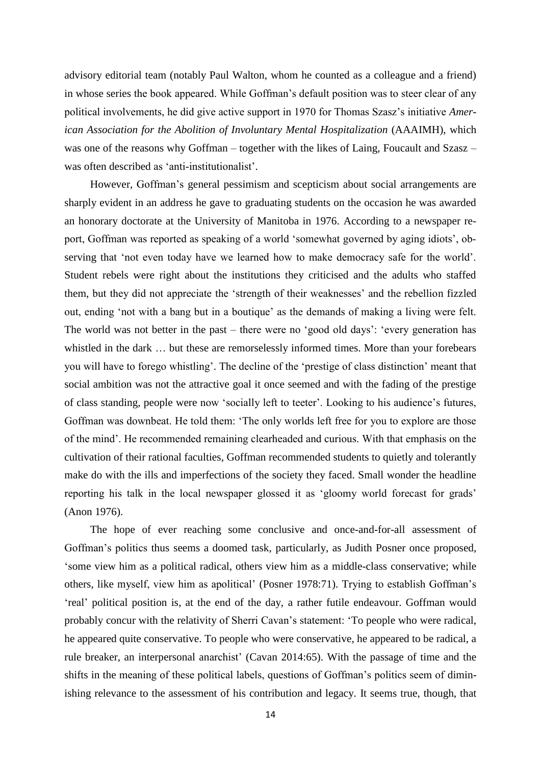advisory editorial team (notably Paul Walton, whom he counted as a colleague and a friend) in whose series the book appeared. While Goffman's default position was to steer clear of any political involvements, he did give active support in 1970 for Thomas Szasz's initiative *American Association for the Abolition of Involuntary Mental Hospitalization* (AAAIMH), which was one of the reasons why Goffman – together with the likes of Laing, Foucault and Szasz – was often described as 'anti-institutionalist'.

However, Goffman's general pessimism and scepticism about social arrangements are sharply evident in an address he gave to graduating students on the occasion he was awarded an honorary doctorate at the University of Manitoba in 1976. According to a newspaper report, Goffman was reported as speaking of a world 'somewhat governed by aging idiots', observing that 'not even today have we learned how to make democracy safe for the world'. Student rebels were right about the institutions they criticised and the adults who staffed them, but they did not appreciate the 'strength of their weaknesses' and the rebellion fizzled out, ending 'not with a bang but in a boutique' as the demands of making a living were felt. The world was not better in the past – there were no 'good old days': 'every generation has whistled in the dark … but these are remorselessly informed times. More than your forebears you will have to forego whistling'. The decline of the 'prestige of class distinction' meant that social ambition was not the attractive goal it once seemed and with the fading of the prestige of class standing, people were now 'socially left to teeter'. Looking to his audience's futures, Goffman was downbeat. He told them: 'The only worlds left free for you to explore are those of the mind'. He recommended remaining clearheaded and curious. With that emphasis on the cultivation of their rational faculties, Goffman recommended students to quietly and tolerantly make do with the ills and imperfections of the society they faced. Small wonder the headline reporting his talk in the local newspaper glossed it as 'gloomy world forecast for grads' (Anon 1976).

The hope of ever reaching some conclusive and once-and-for-all assessment of Goffman's politics thus seems a doomed task, particularly, as Judith Posner once proposed, 'some view him as a political radical, others view him as a middle-class conservative; while others, like myself, view him as apolitical' (Posner 1978:71). Trying to establish Goffman's 'real' political position is, at the end of the day, a rather futile endeavour. Goffman would probably concur with the relativity of Sherri Cavan's statement: 'To people who were radical, he appeared quite conservative. To people who were conservative, he appeared to be radical, a rule breaker, an interpersonal anarchist' (Cavan 2014:65). With the passage of time and the shifts in the meaning of these political labels, questions of Goffman's politics seem of diminishing relevance to the assessment of his contribution and legacy. It seems true, though, that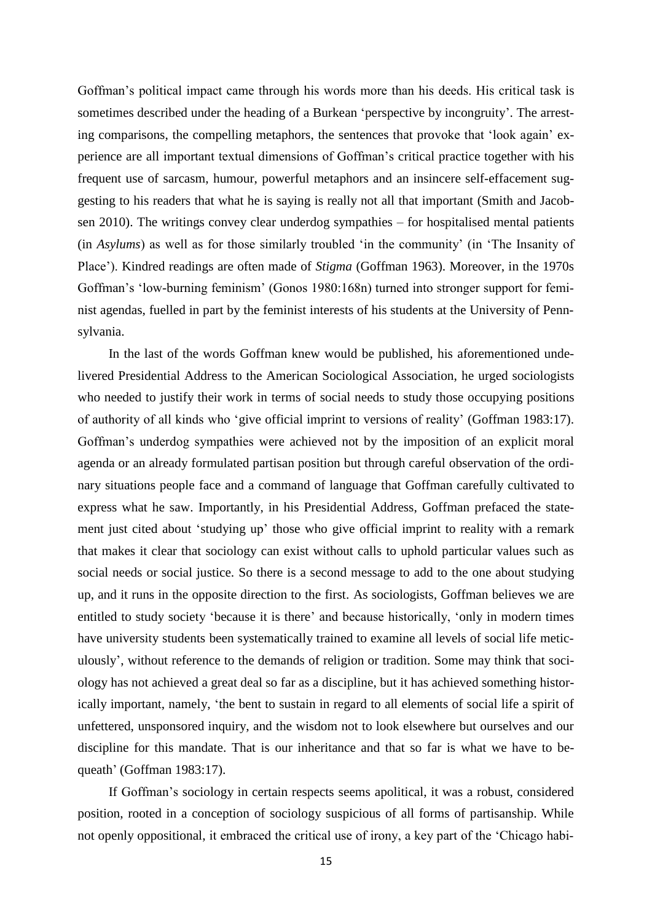Goffman's political impact came through his words more than his deeds. His critical task is sometimes described under the heading of a Burkean 'perspective by incongruity'. The arresting comparisons, the compelling metaphors, the sentences that provoke that 'look again' experience are all important textual dimensions of Goffman's critical practice together with his frequent use of sarcasm, humour, powerful metaphors and an insincere self-effacement suggesting to his readers that what he is saying is really not all that important (Smith and Jacobsen 2010). The writings convey clear underdog sympathies – for hospitalised mental patients (in *Asylums*) as well as for those similarly troubled 'in the community' (in 'The Insanity of Place'). Kindred readings are often made of *Stigma* (Goffman 1963). Moreover, in the 1970s Goffman's 'low-burning feminism' (Gonos 1980:168n) turned into stronger support for feminist agendas, fuelled in part by the feminist interests of his students at the University of Pennsylvania.

In the last of the words Goffman knew would be published, his aforementioned undelivered Presidential Address to the American Sociological Association, he urged sociologists who needed to justify their work in terms of social needs to study those occupying positions of authority of all kinds who 'give official imprint to versions of reality' (Goffman 1983:17). Goffman's underdog sympathies were achieved not by the imposition of an explicit moral agenda or an already formulated partisan position but through careful observation of the ordinary situations people face and a command of language that Goffman carefully cultivated to express what he saw. Importantly, in his Presidential Address, Goffman prefaced the statement just cited about 'studying up' those who give official imprint to reality with a remark that makes it clear that sociology can exist without calls to uphold particular values such as social needs or social justice. So there is a second message to add to the one about studying up, and it runs in the opposite direction to the first. As sociologists, Goffman believes we are entitled to study society 'because it is there' and because historically, 'only in modern times have university students been systematically trained to examine all levels of social life meticulously', without reference to the demands of religion or tradition. Some may think that sociology has not achieved a great deal so far as a discipline, but it has achieved something historically important, namely, 'the bent to sustain in regard to all elements of social life a spirit of unfettered, unsponsored inquiry, and the wisdom not to look elsewhere but ourselves and our discipline for this mandate. That is our inheritance and that so far is what we have to bequeath' (Goffman 1983:17).

If Goffman's sociology in certain respects seems apolitical, it was a robust, considered position, rooted in a conception of sociology suspicious of all forms of partisanship. While not openly oppositional, it embraced the critical use of irony, a key part of the 'Chicago habi-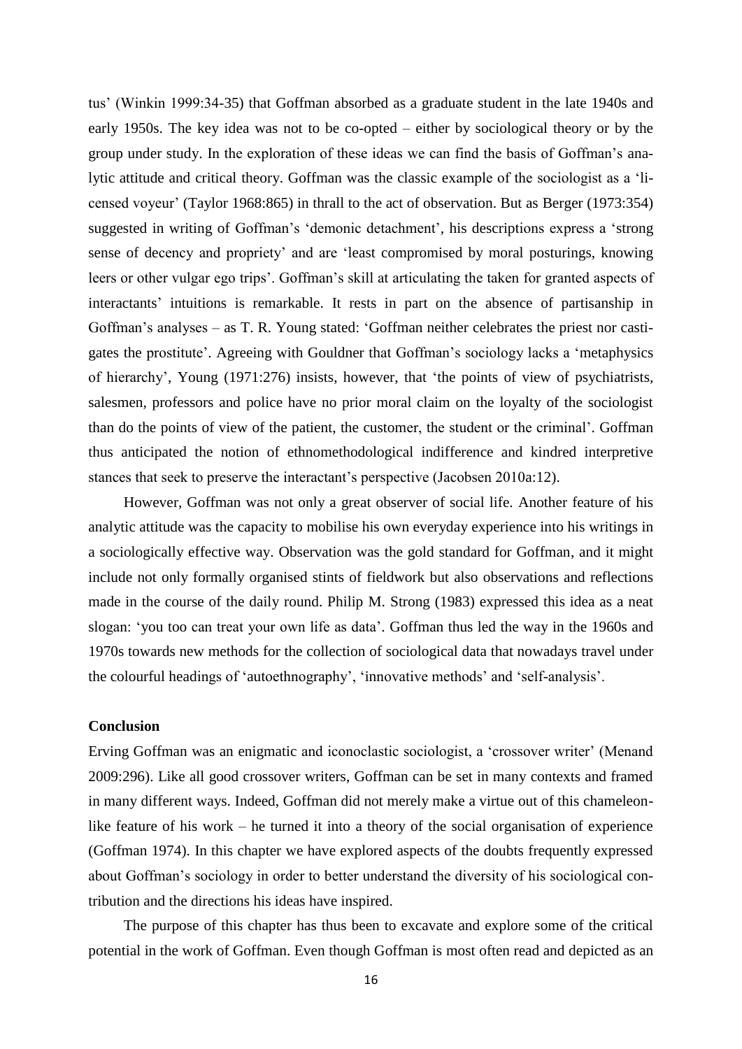tus' (Winkin 1999:34-35) that Goffman absorbed as a graduate student in the late 1940s and early 1950s. The key idea was not to be co-opted – either by sociological theory or by the group under study. In the exploration of these ideas we can find the basis of Goffman's analytic attitude and critical theory. Goffman was the classic example of the sociologist as a 'licensed voyeur' (Taylor 1968:865) in thrall to the act of observation. But as Berger (1973:354) suggested in writing of Goffman's 'demonic detachment', his descriptions express a 'strong sense of decency and propriety' and are 'least compromised by moral posturings, knowing leers or other vulgar ego trips'. Goffman's skill at articulating the taken for granted aspects of interactants' intuitions is remarkable. It rests in part on the absence of partisanship in Goffman's analyses – as T. R. Young stated: 'Goffman neither celebrates the priest nor castigates the prostitute'. Agreeing with Gouldner that Goffman's sociology lacks a 'metaphysics of hierarchy', Young (1971:276) insists, however, that 'the points of view of psychiatrists, salesmen, professors and police have no prior moral claim on the loyalty of the sociologist than do the points of view of the patient, the customer, the student or the criminal'. Goffman thus anticipated the notion of ethnomethodological indifference and kindred interpretive stances that seek to preserve the interactant's perspective (Jacobsen 2010a:12).

However, Goffman was not only a great observer of social life. Another feature of his analytic attitude was the capacity to mobilise his own everyday experience into his writings in a sociologically effective way. Observation was the gold standard for Goffman, and it might include not only formally organised stints of fieldwork but also observations and reflections made in the course of the daily round. Philip M. Strong (1983) expressed this idea as a neat slogan: 'you too can treat your own life as data'. Goffman thus led the way in the 1960s and 1970s towards new methods for the collection of sociological data that nowadays travel under the colourful headings of 'autoethnography', 'innovative methods' and 'self-analysis'.

## Conclusion

Erving Goffman was an enigmatic and iconoclastic sociologist, a 'crossover writer' (Menand 2009:296). Like all good crossover writers, Goffman can be set in many contexts and framed in many different ways. Indeed, Goffman did not merely make a virtue out of this chameleon-like feature of his work – he turned it into a theory of the social organisation of experience (Goffman 1974). In this chapter we have explored aspects of the doubts frequently expressed about Goffman's sociology in order to better understand the diversity of his sociological contribution and the directions his ideas have inspired.

The purpose of this chapter has thus been to excavate and explore some of the critical potential in the work of Goffman. Even though Goffman is most often read and depicted as an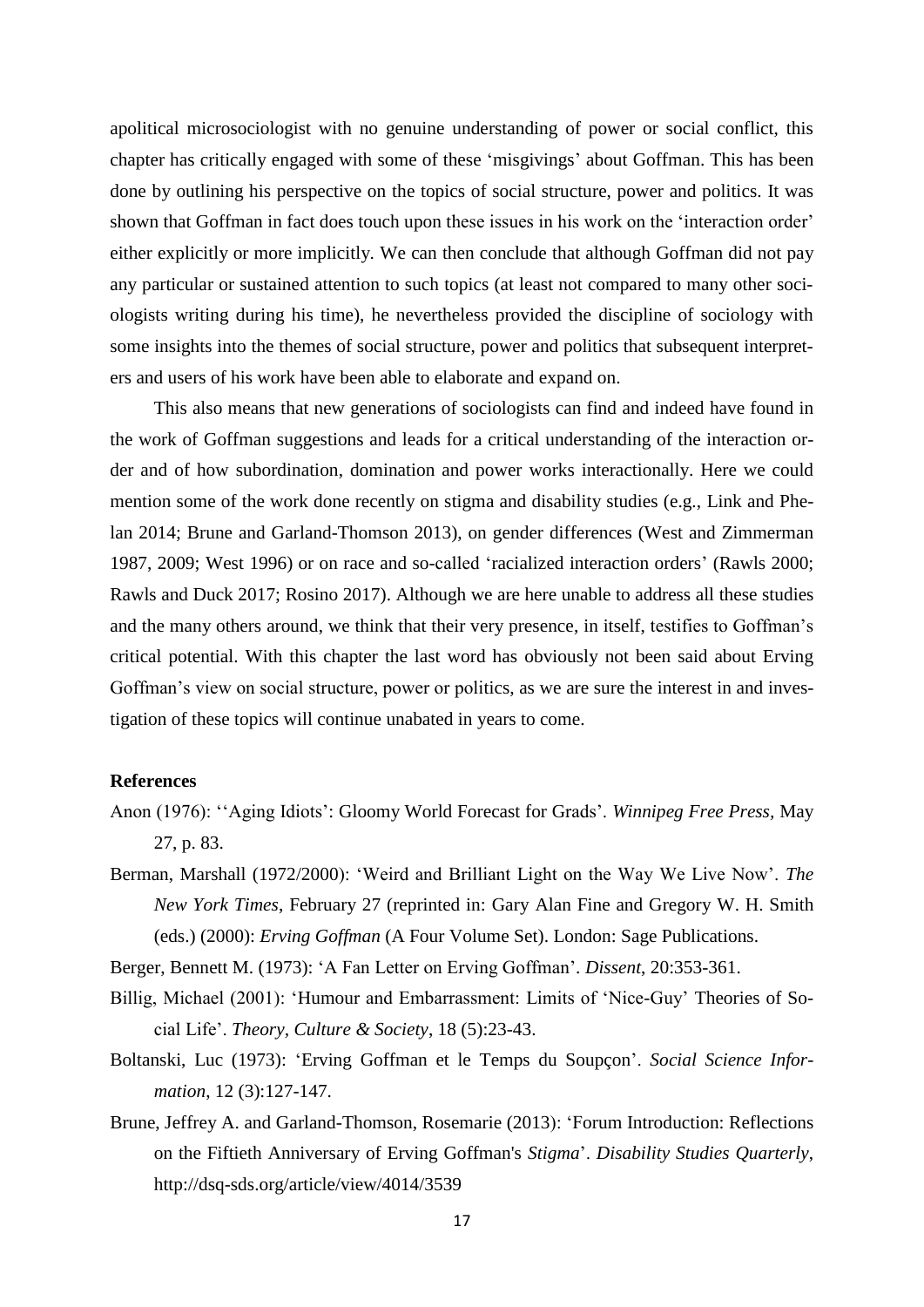apolitical microsociologist with no genuine understanding of power or social conflict, this chapter has critically engaged with some of these 'misgivings' about Goffman. This has been done by outlining his perspective on the topics of social structure, power and politics. It was shown that Goffman in fact does touch upon these issues in his work on the 'interaction order' either explicitly or more implicitly. We can then conclude that although Goffman did not pay any particular or sustained attention to such topics (at least not compared to many other sociologists writing during his time), he nevertheless provided the discipline of sociology with some insights into the themes of social structure, power and politics that subsequent interpreters and users of his work have been able to elaborate and expand on.

This also means that new generations of sociologists can find and indeed have found in the work of Goffman suggestions and leads for a critical understanding of the interaction order and of how subordination, domination and power works interactionally. Here we could mention some of the work done recently on stigma and disability studies (e.g., Link and Phelan 2014; Brune and Garland-Thomson 2013), on gender differences (West and Zimmerman 1987, 2009; West 1996) or on race and so-called 'racialized interaction orders' (Rawls 2000; Rawls and Duck 2017; Rosino 2017). Although we are here unable to address all these studies and the many others around, we think that their very presence, in itself, testifies to Goffman's critical potential. With this chapter the last word has obviously not been said about Erving Goffman's view on social structure, power or politics, as we are sure the interest in and investigation of these topics will continue unabated in years to come.

**References**

Anon (1976): ''Aging Idiots': Gloomy World Forecast for Grads'. *Winnipeg Free Press*, May 27, p. 83.

Berman, Marshall (1972/2000): 'Weird and Brilliant Light on the Way We Live Now'. *The New York Times*, February 27 (reprinted in: Gary Alan Fine and Gregory W. H. Smith (eds.) (2000): *Erving Goffman* (A Four Volume Set). London: Sage Publications.

Berger, Bennett M. (1973): 'A Fan Letter on Erving Goffman'. *Dissent*, 20:353-361.

Billig, Michael (2001): 'Humour and Embarrassment: Limits of 'Nice-Guy' Theories of Social Life'. *Theory, Culture & Society*, 18 (5):23-43.

Boltanski, Luc (1973): 'Erving Goffman et le Temps du Soupçon'. *Social Science Information*, 12 (3):127-147.

Brune, Jeffrey A. and Garland-Thomson, Rosemarie (2013): 'Forum Introduction: Reflections on the Fiftieth Anniversary of Erving Goffman's *Stigma*'. *Disability Studies Quarterly*, http://dsq-sds.org/article/view/4014/3539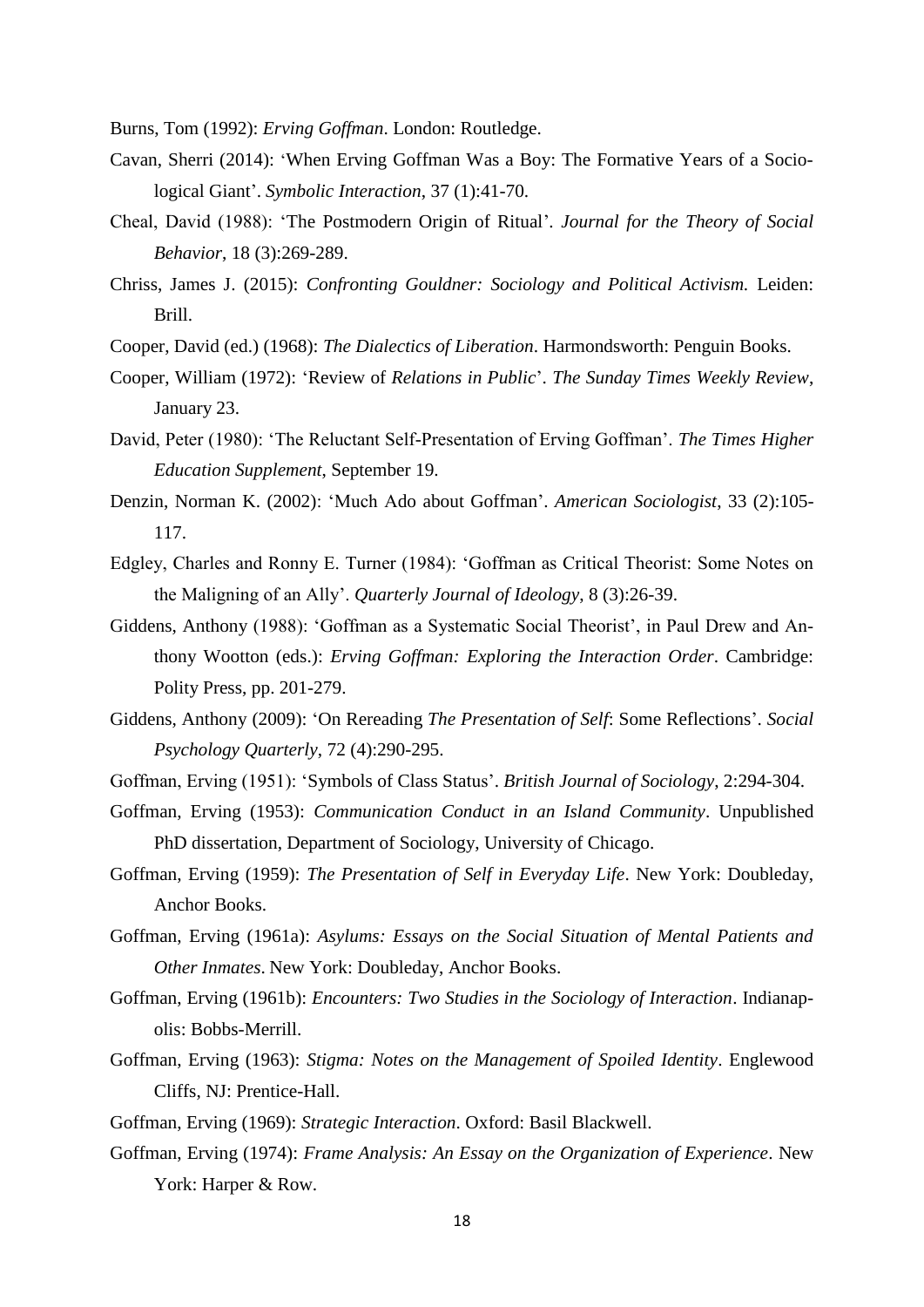Burns, Tom (1992): *Erving Goffman*. London: Routledge.

Cavan, Sherri (2014): 'When Erving Goffman Was a Boy: The Formative Years of a Sociological Giant'. *Symbolic Interaction*, 37 (1):41-70.

Cheal, David (1988): 'The Postmodern Origin of Ritual'. *Journal for the Theory of Social Behavior*, 18 (3):269-289.

Chriss, James J. (2015): *Confronting Gouldner: Sociology and Political Activism.* Leiden: Brill.

Cooper, David (ed.) (1968): *The Dialectics of Liberation*. Harmondsworth: Penguin Books.

Cooper, William (1972): 'Review of *Relations in Public*'. *The Sunday Times Weekly Review*, January 23.

David, Peter (1980): 'The Reluctant Self-Presentation of Erving Goffman'. *The Times Higher Education Supplement,* September 19.

Denzin, Norman K. (2002): 'Much Ado about Goffman'. *American Sociologist*, 33 (2):105-117.

Edgley, Charles and Ronny E. Turner (1984): 'Goffman as Critical Theorist: Some Notes on the Maligning of an Ally'. *Quarterly Journal of Ideology*, 8 (3):26-39.

Giddens, Anthony (1988): 'Goffman as a Systematic Social Theorist', in Paul Drew and Anthony Wootton (eds.): *Erving Goffman: Exploring the Interaction Order*. Cambridge: Polity Press, pp. 201-279.

Giddens, Anthony (2009): 'On Rereading *The Presentation of Self*: Some Reflections'. *Social Psychology Quarterly*, 72 (4):290-295.

Goffman, Erving (1951): 'Symbols of Class Status'. *British Journal of Sociology*, 2:294-304.

Goffman, Erving (1953): *Communication Conduct in an Island Community*. Unpublished PhD dissertation, Department of Sociology, University of Chicago.

Goffman, Erving (1959): *The Presentation of Self in Everyday Life*. New York: Doubleday, Anchor Books.

Goffman, Erving (1961a): *Asylums: Essays on the Social Situation of Mental Patients and Other Inmates*. New York: Doubleday, Anchor Books.

Goffman, Erving (1961b): *Encounters: Two Studies in the Sociology of Interaction*. Indianapolis: Bobbs-Merrill.

Goffman, Erving (1963): *Stigma: Notes on the Management of Spoiled Identity*. Englewood Cliffs, NJ: Prentice-Hall.

Goffman, Erving (1969): *Strategic Interaction*. Oxford: Basil Blackwell.

Goffman, Erving (1974): *Frame Analysis: An Essay on the Organization of Experience*. New York: Harper & Row.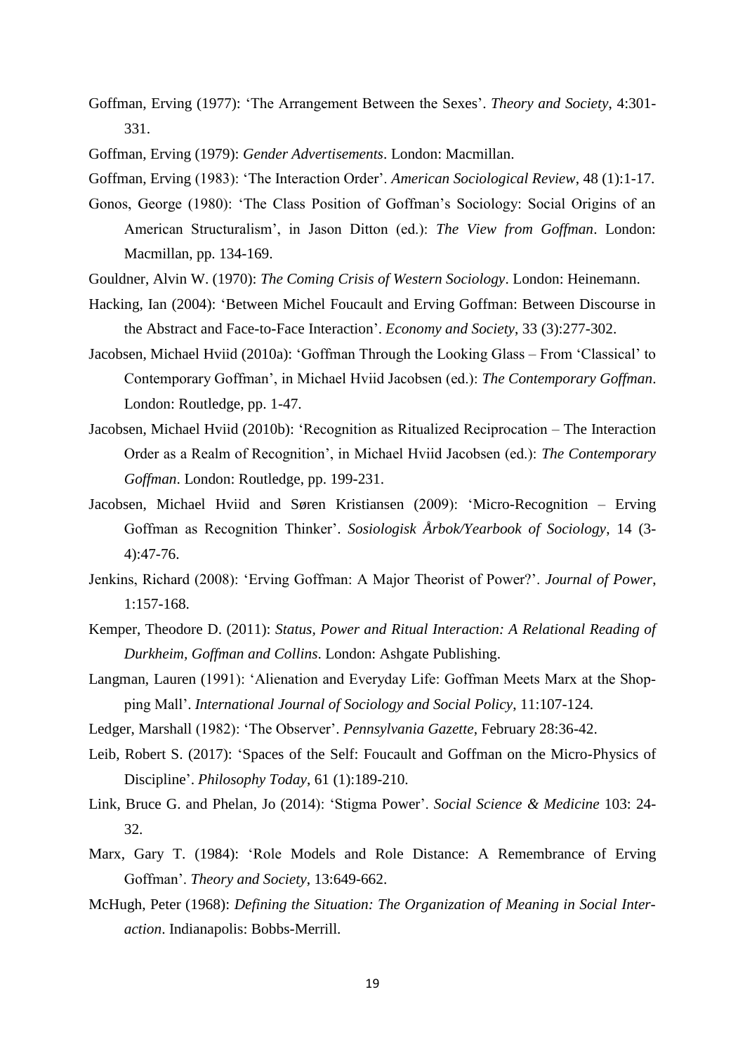Goffman, Erving (1977): 'The Arrangement Between the Sexes'. *Theory and Society*, 4:301-331.

Goffman, Erving (1979): *Gender Advertisements*. London: Macmillan.

Goffman, Erving (1983): 'The Interaction Order'. *American Sociological Review*, 48 (1):1-17.

Gonos, George (1980): 'The Class Position of Goffman's Sociology: Social Origins of an American Structuralism', in Jason Ditton (ed.): *The View from Goffman*. London: Macmillan, pp. 134-169.

Gouldner, Alvin W. (1970): *The Coming Crisis of Western Sociology*. London: Heinemann.

Hacking, Ian (2004): 'Between Michel Foucault and Erving Goffman: Between Discourse in the Abstract and Face-to-Face Interaction'. *Economy and Society*, 33 (3):277-302.

Jacobsen, Michael Hviid (2010a): 'Goffman Through the Looking Glass – From 'Classical' to Contemporary Goffman', in Michael Hviid Jacobsen (ed.): *The Contemporary Goffman*. London: Routledge, pp. 1-47.

Jacobsen, Michael Hviid (2010b): 'Recognition as Ritualized Reciprocation – The Interaction Order as a Realm of Recognition', in Michael Hviid Jacobsen (ed.): *The Contemporary Goffman*. London: Routledge, pp. 199-231.

Jacobsen, Michael Hviid and Søren Kristiansen (2009): 'Micro-Recognition – Erving Goffman as Recognition Thinker'. *Sosiologisk Årbok/Yearbook of Sociology*, 14 (3-4):47-76.

Jenkins, Richard (2008): 'Erving Goffman: A Major Theorist of Power?'. *Journal of Power*, 1:157-168.

Kemper, Theodore D. (2011): *Status, Power and Ritual Interaction: A Relational Reading of Durkheim, Goffman and Collins*. London: Ashgate Publishing.

Langman, Lauren (1991): 'Alienation and Everyday Life: Goffman Meets Marx at the Shopping Mall'. *International Journal of Sociology and Social Policy*, 11:107-124.

Ledger, Marshall (1982): 'The Observer'. *Pennsylvania Gazette*, February 28:36-42.

Leib, Robert S. (2017): 'Spaces of the Self: Foucault and Goffman on the Micro-Physics of Discipline'. *Philosophy Today*, 61 (1):189-210.

Link, Bruce G. and Phelan, Jo (2014): 'Stigma Power'. *Social Science & Medicine* 103: 24-32.

Marx, Gary T. (1984): 'Role Models and Role Distance: A Remembrance of Erving Goffman'. *Theory and Society*, 13:649-662.

McHugh, Peter (1968): *Defining the Situation: The Organization of Meaning in Social Interaction*. Indianapolis: Bobbs-Merrill.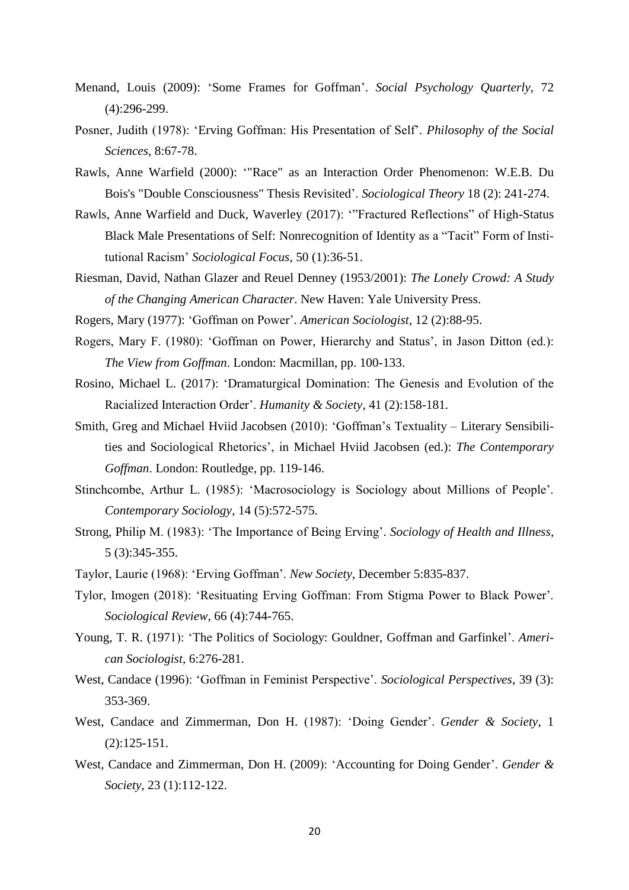Menand, Louis (2009): 'Some Frames for Goffman'. *Social Psychology Quarterly*, 72 (4):296-299.

Posner, Judith (1978): 'Erving Goffman: His Presentation of Self'. *Philosophy of the Social Sciences*, 8:67-78.

Rawls, Anne Warfield (2000): '"Race" as an Interaction Order Phenomenon: W.E.B. Du Bois's "Double Consciousness" Thesis Revisited'. *Sociological Theory* 18 (2): 241-274.

Rawls, Anne Warfield and Duck, Waverley (2017): '"Fractured Reflections" of High-Status Black Male Presentations of Self: Nonrecognition of Identity as a "Tacit" Form of Institutional Racism' *Sociological Focus*, 50 (1):36-51.

Riesman, David, Nathan Glazer and Reuel Denney (1953/2001): *The Lonely Crowd: A Study of the Changing American Character*. New Haven: Yale University Press.

Rogers, Mary (1977): 'Goffman on Power'. *American Sociologist*, 12 (2):88-95.

Rogers, Mary F. (1980): 'Goffman on Power, Hierarchy and Status', in Jason Ditton (ed.): *The View from Goffman*. London: Macmillan, pp. 100-133.

Rosino, Michael L. (2017): 'Dramaturgical Domination: The Genesis and Evolution of the Racialized Interaction Order'. *Humanity & Society*, 41 (2):158-181.

Smith, Greg and Michael Hviid Jacobsen (2010): 'Goffman's Textuality – Literary Sensibilities and Sociological Rhetorics', in Michael Hviid Jacobsen (ed.): *The Contemporary Goffman*. London: Routledge, pp. 119-146.

Stinchcombe, Arthur L. (1985): 'Macrosociology is Sociology about Millions of People'. *Contemporary Sociology*, 14 (5):572-575.

Strong, Philip M. (1983): 'The Importance of Being Erving'. *Sociology of Health and Illness*, 5 (3):345-355.

Taylor, Laurie (1968): 'Erving Goffman'. *New Society*, December 5:835-837.

Tylor, Imogen (2018): 'Resituating Erving Goffman: From Stigma Power to Black Power'. *Sociological Review*, 66 (4):744-765.

Young, T. R. (1971): 'The Politics of Sociology: Gouldner, Goffman and Garfinkel'. *American Sociologist*, 6:276-281.

West, Candace (1996): 'Goffman in Feminist Perspective'. *Sociological Perspectives*, 39 (3): 353-369.

West, Candace and Zimmerman, Don H. (1987): 'Doing Gender'. *Gender & Society*, 1 (2):125-151.

West, Candace and Zimmerman, Don H. (2009): 'Accounting for Doing Gender'. *Gender & Society*, 23 (1):112-122.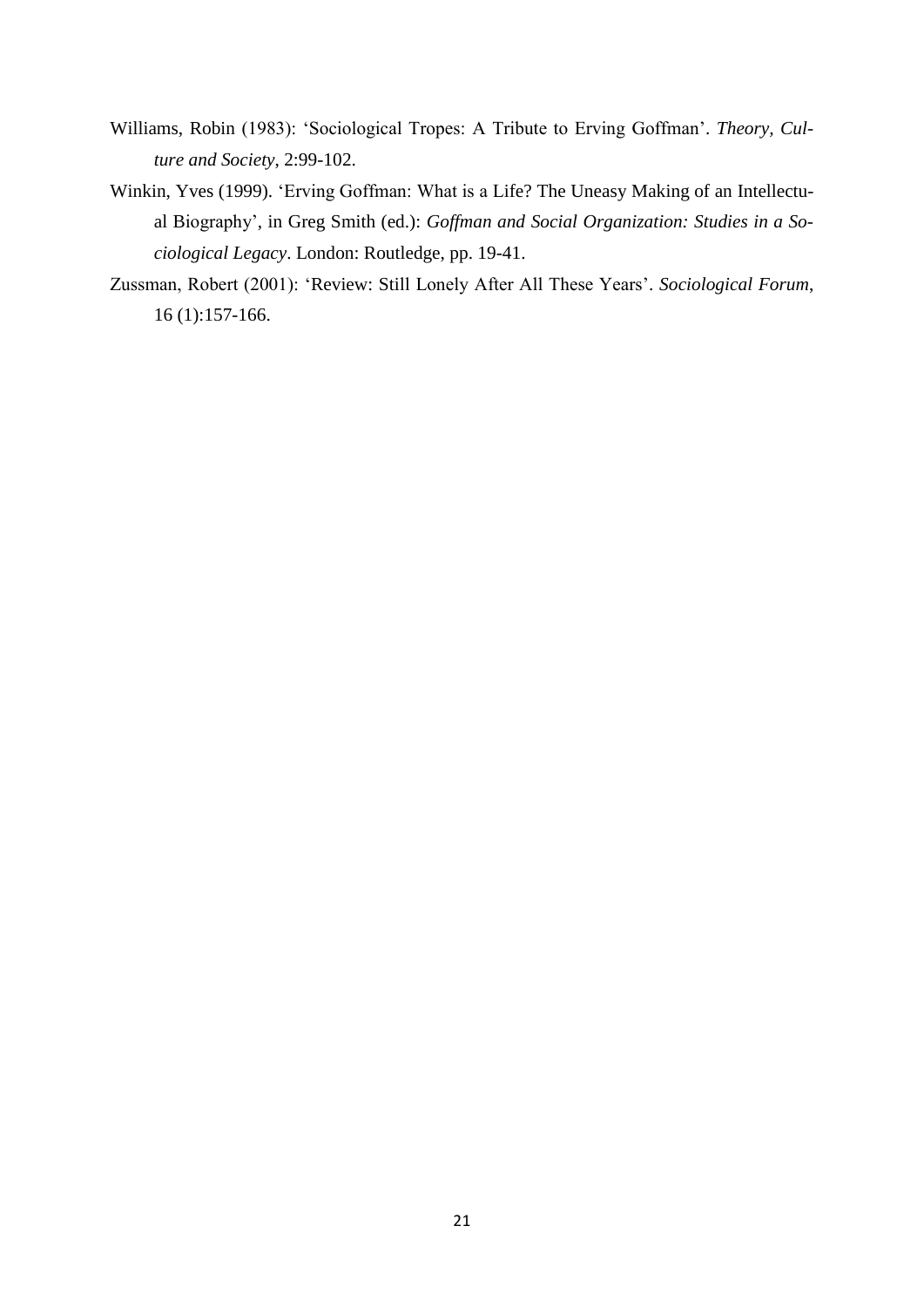Williams, Robin (1983): 'Sociological Tropes: A Tribute to Erving Goffman'. *Theory, Culture and Society*, 2:99-102.

Winkin, Yves (1999). 'Erving Goffman: What is a Life? The Uneasy Making of an Intellectual Biography', in Greg Smith (ed.): *Goffman and Social Organization: Studies in a Sociological Legacy*. London: Routledge, pp. 19-41.

Zussman, Robert (2001): 'Review: Still Lonely After All These Years'. *Sociological Forum*, 16 (1):157-166.